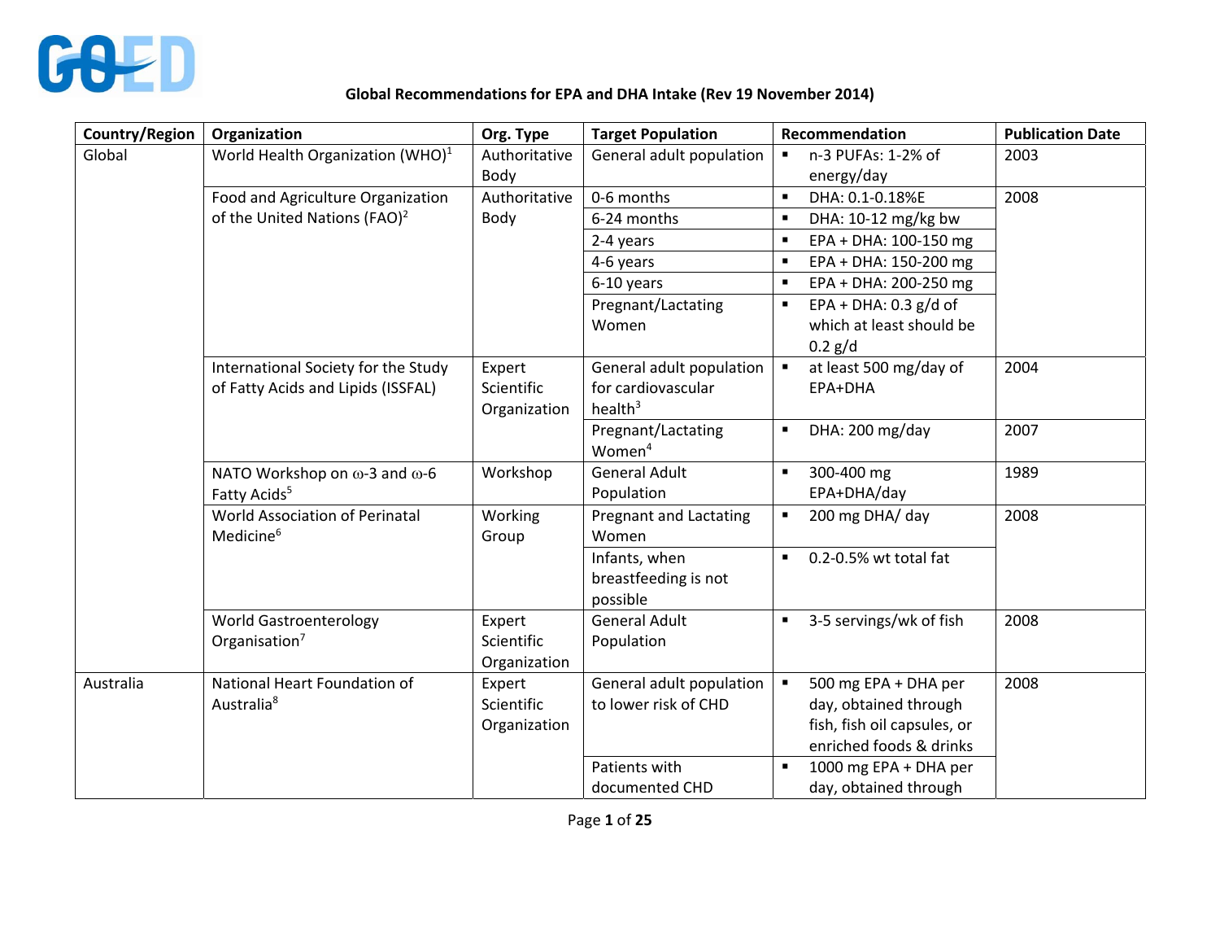# Global Recommendations for EPA and DHA Intake (Rev 19 November 2014)

| Country/Region | Organization | Org. Type | Target Population | Recommendation | Publication Date |
|---|---|---|---|---|---|
| Global | World Health Organization (WHO)[1] | Authoritative Body | General adult population | ▪ n-3 PUFAs: 1-2% of energy/day | 2003 |
| | Food and Agriculture Organization of the United Nations (FAO)[2] | Authoritative Body | 0-6 months | ▪ DHA: 0.1-0.18%E | 2008 |
| | | | 6-24 months | ▪ DHA: 10-12 mg/kg bw | |
| | | | 2-4 years | ▪ EPA + DHA: 100-150 mg | |
| | | | 4-6 years | ▪ EPA + DHA: 150-200 mg | |
| | | | 6-10 years | ▪ EPA + DHA: 200-250 mg | |
| | | | Pregnant/Lactating Women | ▪ EPA + DHA: 0.3 g/d of which at least should be 0.2 g/d | |
| | International Society for the Study of Fatty Acids and Lipids (ISSFAL) | Expert Scientific Organization | General adult population for cardiovascular health[3] | ▪ at least 500 mg/day of EPA+DHA | 2004 |
| | | | Pregnant/Lactating Women[4] | ▪ DHA: 200 mg/day | 2007 |
| | NATO Workshop on ω-3 and ω-6 Fatty Acids[5] | Workshop | General Adult Population | ▪ 300-400 mg EPA+DHA/day | 1989 |
| | World Association of Perinatal Medicine[6] | Working Group | Pregnant and Lactating Women | ▪ 200 mg DHA/ day | 2008 |
| | | | Infants, when breastfeeding is not possible | ▪ 0.2-0.5% wt total fat | |
| | World Gastroenterology Organisation[7] | Expert Scientific Organization | General Adult Population | ▪ 3-5 servings/wk of fish | 2008 |
| Australia | National Heart Foundation of Australia[8] | Expert Scientific Organization | General adult population to lower risk of CHD | ▪ 500 mg EPA + DHA per day, obtained through fish, fish oil capsules, or enriched foods & drinks | 2008 |
| | | | Patients with documented CHD | ▪ 1000 mg EPA + DHA per day, obtained through | |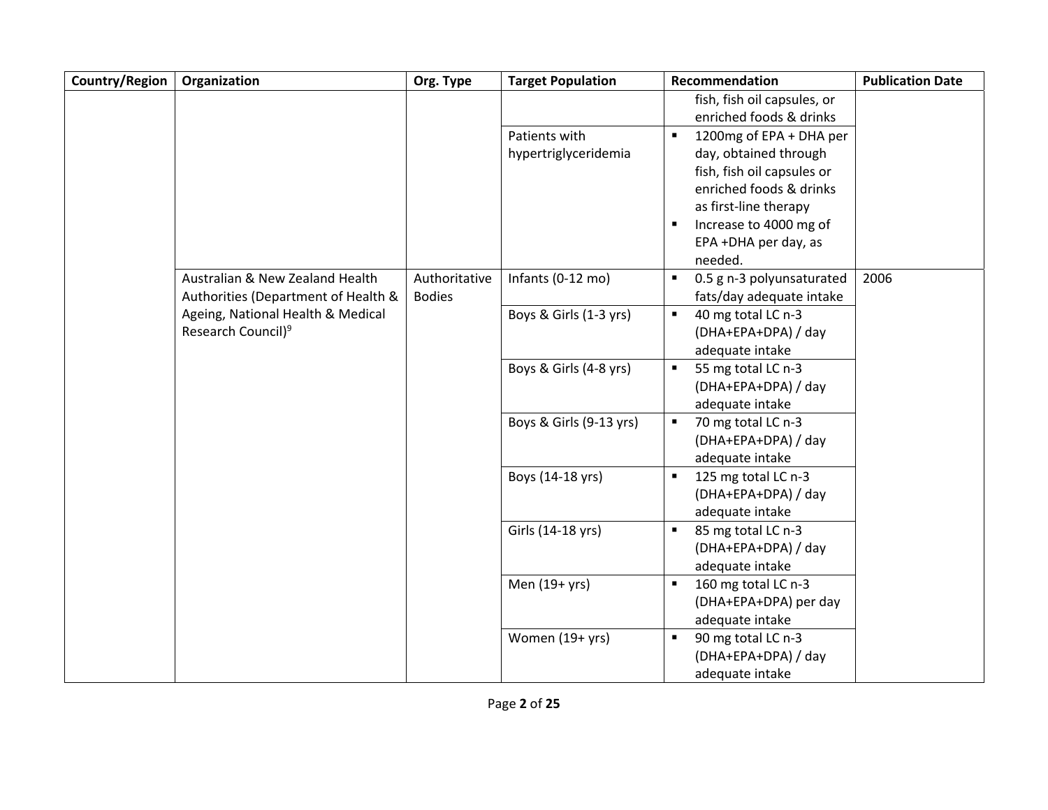| Country/Region | Organization | Org. Type | Target Population | Recommendation | Publication Date |
|---|---|---|---|---|---|
| | | | | fish, fish oil capsules, or enriched foods & drinks | |
| | | | Patients with hypertriglyceridemia | ▪ 1200mg of EPA + DHA per day, obtained through fish, fish oil capsules or enriched foods & drinks as first-line therapy<br>▪ Increase to 4000 mg of EPA +DHA per day, as needed. | |
| | Australian & New Zealand Health Authorities (Department of Health & Ageing, National Health & Medical Research Council)[9] | Authoritative Bodies | Infants (0-12 mo) | ▪ 0.5 g n-3 polyunsaturated fats/day adequate intake | 2006 |
| | | | Boys & Girls (1-3 yrs) | ▪ 40 mg total LC n-3 (DHA+EPA+DPA) / day adequate intake | |
| | | | Boys & Girls (4-8 yrs) | ▪ 55 mg total LC n-3 (DHA+EPA+DPA) / day adequate intake | |
| | | | Boys & Girls (9-13 yrs) | ▪ 70 mg total LC n-3 (DHA+EPA+DPA) / day adequate intake | |
| | | | Boys (14-18 yrs) | ▪ 125 mg total LC n-3 (DHA+EPA+DPA) / day adequate intake | |
| | | | Girls (14-18 yrs) | ▪ 85 mg total LC n-3 (DHA+EPA+DPA) / day adequate intake | |
| | | | Men (19+ yrs) | ▪ 160 mg total LC n-3 (DHA+EPA+DPA) per day adequate intake | |
| | | | Women (19+ yrs) | ▪ 90 mg total LC n-3 (DHA+EPA+DPA) / day adequate intake | |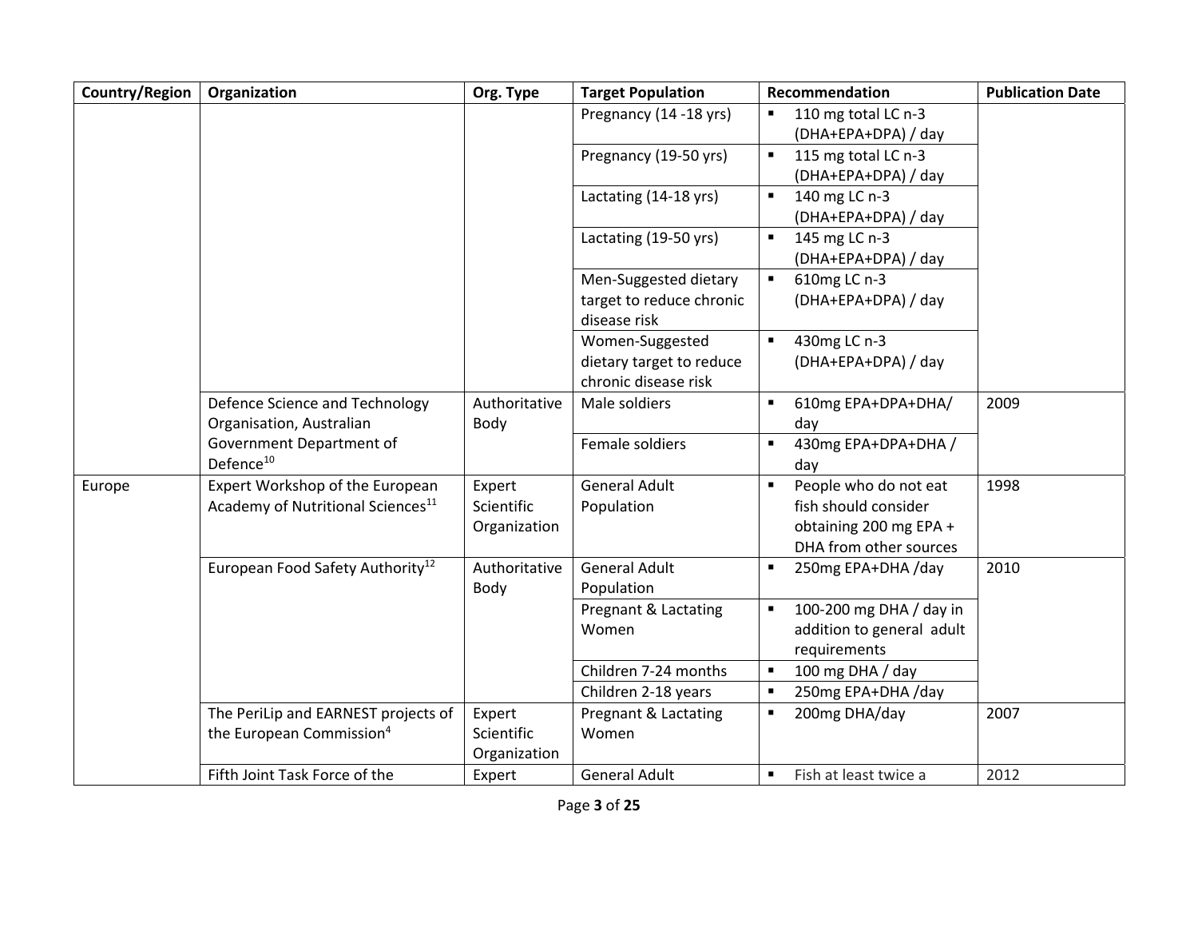| Country/Region | Organization | Org. Type | Target Population | Recommendation | Publication Date |
|---|---|---|---|---|---|
| | | | Pregnancy (14 -18 yrs) | ▪ 110 mg total LC n-3 (DHA+EPA+DPA) / day | |
| | | | Pregnancy (19-50 yrs) | ▪ 115 mg total LC n-3 (DHA+EPA+DPA) / day | |
| | | | Lactating (14-18 yrs) | ▪ 140 mg LC n-3 (DHA+EPA+DPA) / day | |
| | | | Lactating (19-50 yrs) | ▪ 145 mg LC n-3 (DHA+EPA+DPA) / day | |
| | | | Men-Suggested dietary target to reduce chronic disease risk | ▪ 610mg LC n-3 (DHA+EPA+DPA) / day | |
| | | | Women-Suggested dietary target to reduce chronic disease risk | ▪ 430mg LC n-3 (DHA+EPA+DPA) / day | |
| | Defence Science and Technology Organisation, Australian Government Department of Defence[10] | Authoritative Body | Male soldiers | ▪ 610mg EPA+DPA+DHA/ day | 2009 |
| | | | Female soldiers | ▪ 430mg EPA+DPA+DHA / day | |
| Europe | Expert Workshop of the European Academy of Nutritional Sciences[11] | Expert Scientific Organization | General Adult Population | ▪ People who do not eat fish should consider obtaining 200 mg EPA + DHA from other sources | 1998 |
| | European Food Safety Authority[12] | Authoritative Body | General Adult Population | ▪ 250mg EPA+DHA /day | 2010 |
| | | | Pregnant & Lactating Women | ▪ 100-200 mg DHA / day in addition to general adult requirements | |
| | | | Children 7-24 months | ▪ 100 mg DHA / day | |
| | | | Children 2-18 years | ▪ 250mg EPA+DHA /day | |
| | The PeriLip and EARNEST projects of the European Commission[4] | Expert Scientific Organization | Pregnant & Lactating Women | ▪ 200mg DHA/day | 2007 |
| | Fifth Joint Task Force of the | Expert | General Adult | ▪ Fish at least twice a | 2012 |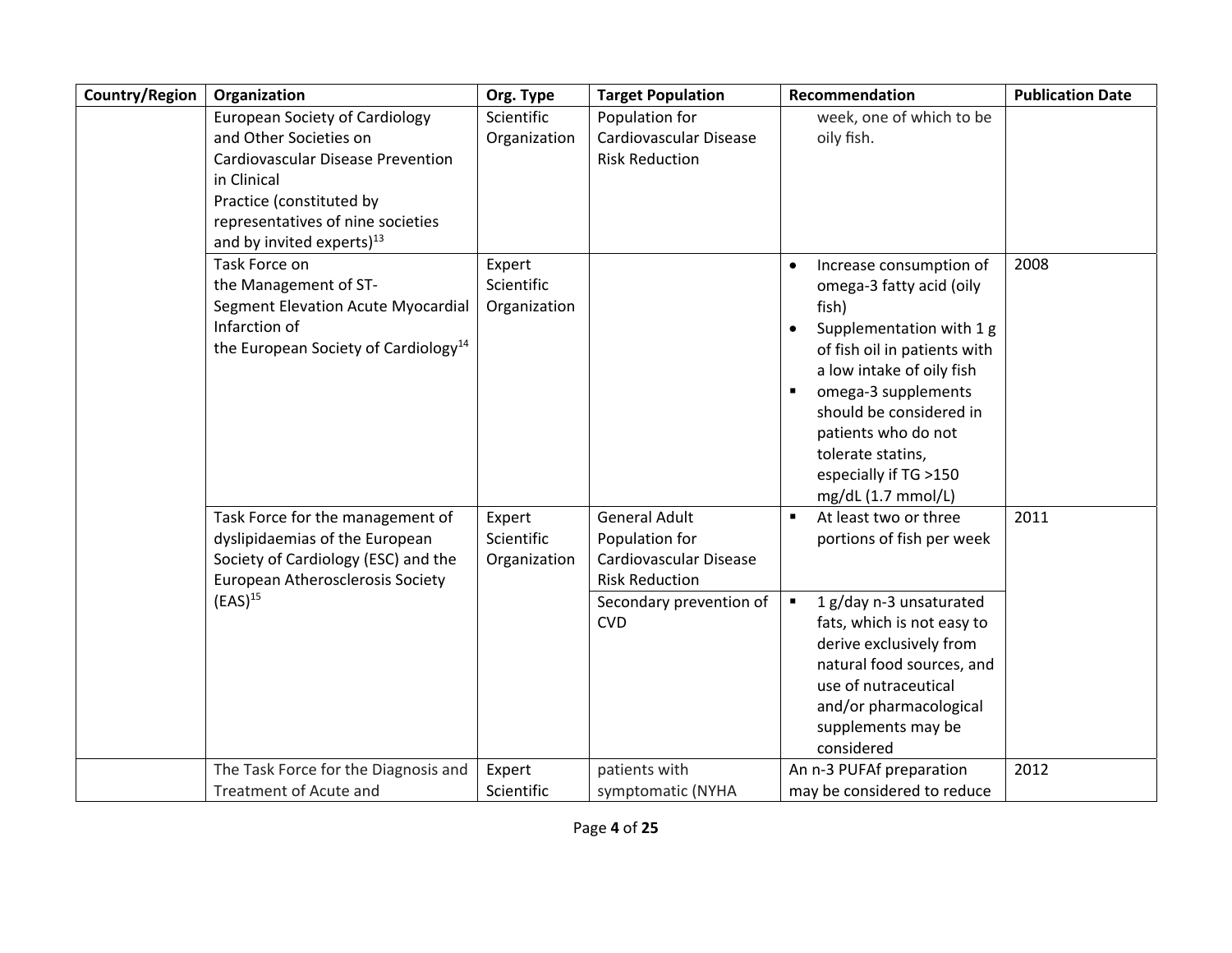| Country/Region | Organization | Org. Type | Target Population | Recommendation | Publication Date |
|---|---|---|---|---|---|
| | European Society of Cardiology and Other Societies on Cardiovascular Disease Prevention in Clinical Practice (constituted by representatives of nine societies and by invited experts)[13] | Scientific Organization | Population for Cardiovascular Disease Risk Reduction | week, one of which to be oily fish. | |
| | Task Force on the Management of ST-Segment Elevation Acute Myocardial Infarction of the European Society of Cardiology[14] | Expert Scientific Organization | | • Increase consumption of omega-3 fatty acid (oily fish)<br>• Supplementation with 1 g of fish oil in patients with a low intake of oily fish<br>▪ omega-3 supplements should be considered in patients who do not tolerate statins, especially if TG >150 mg/dL (1.7 mmol/L) | 2008 |
| | Task Force for the management of dyslipidaemias of the European Society of Cardiology (ESC) and the European Atherosclerosis Society (EAS)[15] | Expert Scientific Organization | General Adult Population for Cardiovascular Disease Risk Reduction | ▪ At least two or three portions of fish per week | 2011 |
| | | | Secondary prevention of CVD | ▪ 1 g/day n-3 unsaturated fats, which is not easy to derive exclusively from natural food sources, and use of nutraceutical and/or pharmacological supplements may be considered | |
| | The Task Force for the Diagnosis and Treatment of Acute and | Expert Scientific | patients with symptomatic (NYHA | An n-3 PUFAf preparation may be considered to reduce | 2012 |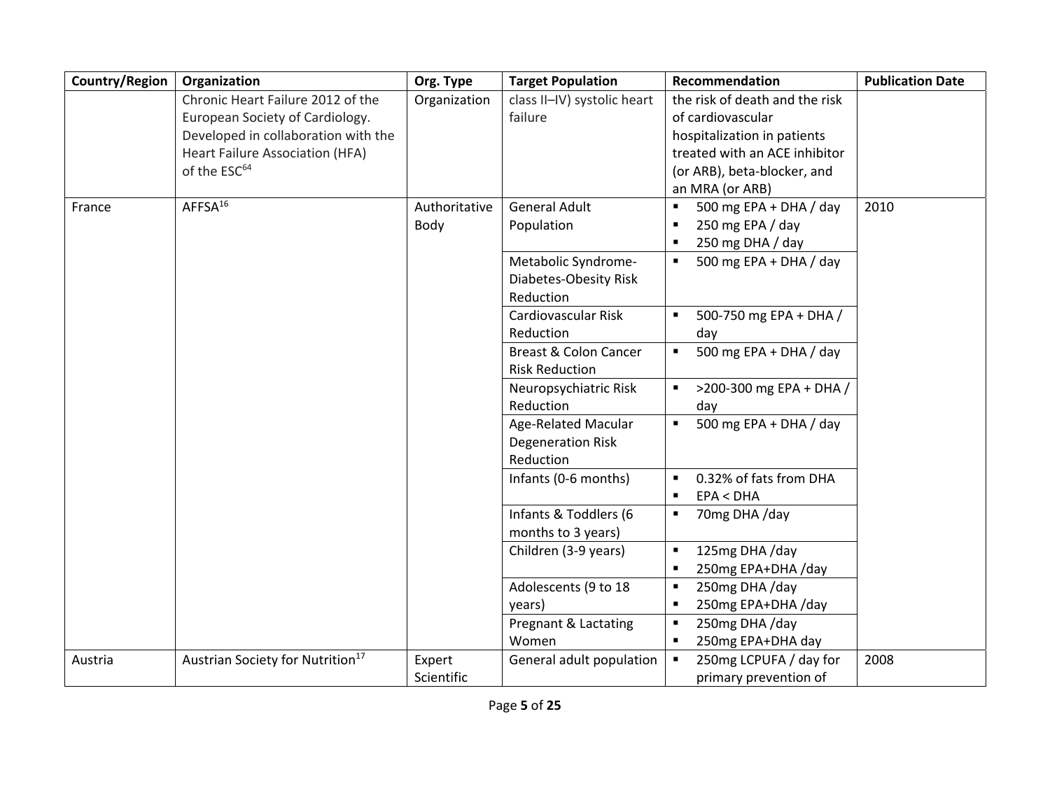| Country/Region | Organization | Org. Type | Target Population | Recommendation | Publication Date |
|---|---|---|---|---|---|
| | Chronic Heart Failure 2012 of the European Society of Cardiology. Developed in collaboration with the Heart Failure Association (HFA) of the ESC[64] | Organization | class II–IV) systolic heart failure | the risk of death and the risk of cardiovascular hospitalization in patients treated with an ACE inhibitor (or ARB), beta-blocker, and an MRA (or ARB) | |
| France | AFFSA[16] | Authoritative Body | General Adult Population | ▪ 500 mg EPA + DHA / day<br>▪ 250 mg EPA / day<br>▪ 250 mg DHA / day | 2010 |
| | | | Metabolic Syndrome-Diabetes-Obesity Risk Reduction | ▪ 500 mg EPA + DHA / day | |
| | | | Cardiovascular Risk Reduction | ▪ 500-750 mg EPA + DHA / day | |
| | | | Breast & Colon Cancer Risk Reduction | ▪ 500 mg EPA + DHA / day | |
| | | | Neuropsychiatric Risk Reduction | ▪ >200-300 mg EPA + DHA / day | |
| | | | Age-Related Macular Degeneration Risk Reduction | ▪ 500 mg EPA + DHA / day | |
| | | | Infants (0-6 months) | ▪ 0.32% of fats from DHA<br>▪ EPA < DHA | |
| | | | Infants & Toddlers (6 months to 3 years) | ▪ 70mg DHA /day | |
| | | | Children (3-9 years) | ▪ 125mg DHA /day<br>▪ 250mg EPA+DHA /day | |
| | | | Adolescents (9 to 18 years) | ▪ 250mg DHA /day<br>▪ 250mg EPA+DHA /day | |
| | | | Pregnant & Lactating Women | ▪ 250mg DHA /day<br>▪ 250mg EPA+DHA day | |
| Austria | Austrian Society for Nutrition[17] | Expert Scientific | General adult population | ▪ 250mg LCPUFA / day for primary prevention of | 2008 |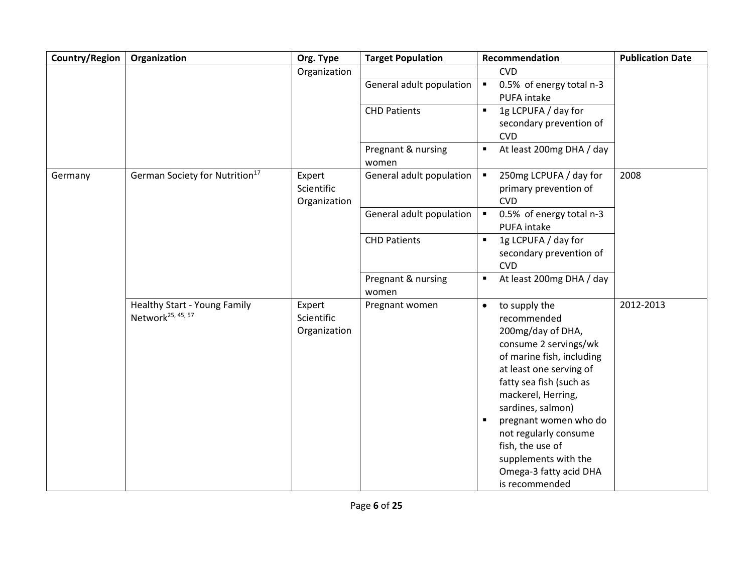| Country/Region | Organization | Org. Type | Target Population | Recommendation | Publication Date |
|---|---|---|---|---|---|
| | | Organization | | CVD | |
| | | | General adult population | ▪ 0.5% of energy total n-3 PUFA intake | |
| | | | CHD Patients | ▪ 1g LCPUFA / day for secondary prevention of CVD | |
| | | | Pregnant & nursing women | ▪ At least 200mg DHA / day | |
| Germany | German Society for Nutrition[17] | Expert Scientific Organization | General adult population | ▪ 250mg LCPUFA / day for primary prevention of CVD | 2008 |
| | | | General adult population | ▪ 0.5% of energy total n-3 PUFA intake | |
| | | | CHD Patients | ▪ 1g LCPUFA / day for secondary prevention of CVD | |
| | | | Pregnant & nursing women | ▪ At least 200mg DHA / day | |
| | Healthy Start - Young Family Network[25, 45, 57] | Expert Scientific Organization | Pregnant women | • to supply the recommended 200mg/day of DHA, consume 2 servings/wk of marine fish, including at least one serving of fatty sea fish (such as mackerel, Herring, sardines, salmon)<br>▪ pregnant women who do not regularly consume fish, the use of supplements with the Omega-3 fatty acid DHA is recommended | 2012-2013 |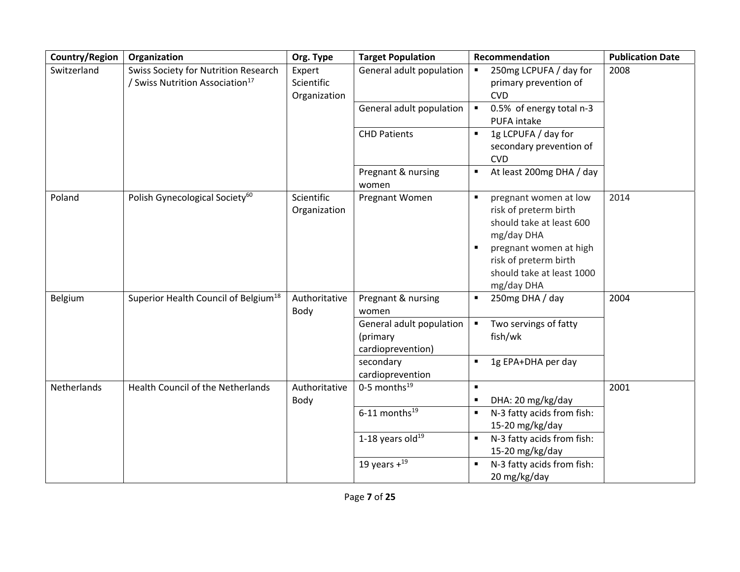| Country/Region | Organization | Org. Type | Target Population | Recommendation | Publication Date |
|---|---|---|---|---|---|
| Switzerland | Swiss Society for Nutrition Research / Swiss Nutrition Association[17] | Expert Scientific Organization | General adult population | ▪ 250mg LCPUFA / day for primary prevention of CVD | 2008 |
| | | | General adult population | ▪ 0.5% of energy total n-3 PUFA intake | |
| | | | CHD Patients | ▪ 1g LCPUFA / day for secondary prevention of CVD | |
| | | | Pregnant & nursing women | ▪ At least 200mg DHA / day | |
| Poland | Polish Gynecological Society[60] | Scientific Organization | Pregnant Women | ▪ pregnant women at low risk of preterm birth should take at least 600 mg/day DHA<br>▪ pregnant women at high risk of preterm birth should take at least 1000 mg/day DHA | 2014 |
| Belgium | Superior Health Council of Belgium[18] | Authoritative Body | Pregnant & nursing women | ▪ 250mg DHA / day | 2004 |
| | | | General adult population (primary cardioprevention) | ▪ Two servings of fatty fish/wk | |
| | | | secondary cardioprevention | ▪ 1g EPA+DHA per day | |
| Netherlands | Health Council of the Netherlands | Authoritative Body | 0-5 months[19] | ▪<br>▪ DHA: 20 mg/kg/day | 2001 |
| | | | 6-11 months[19] | ▪ N-3 fatty acids from fish: 15-20 mg/kg/day | |
| | | | 1-18 years old[19] | ▪ N-3 fatty acids from fish: 15-20 mg/kg/day | |
| | | | 19 years +[19] | ▪ N-3 fatty acids from fish: 20 mg/kg/day | |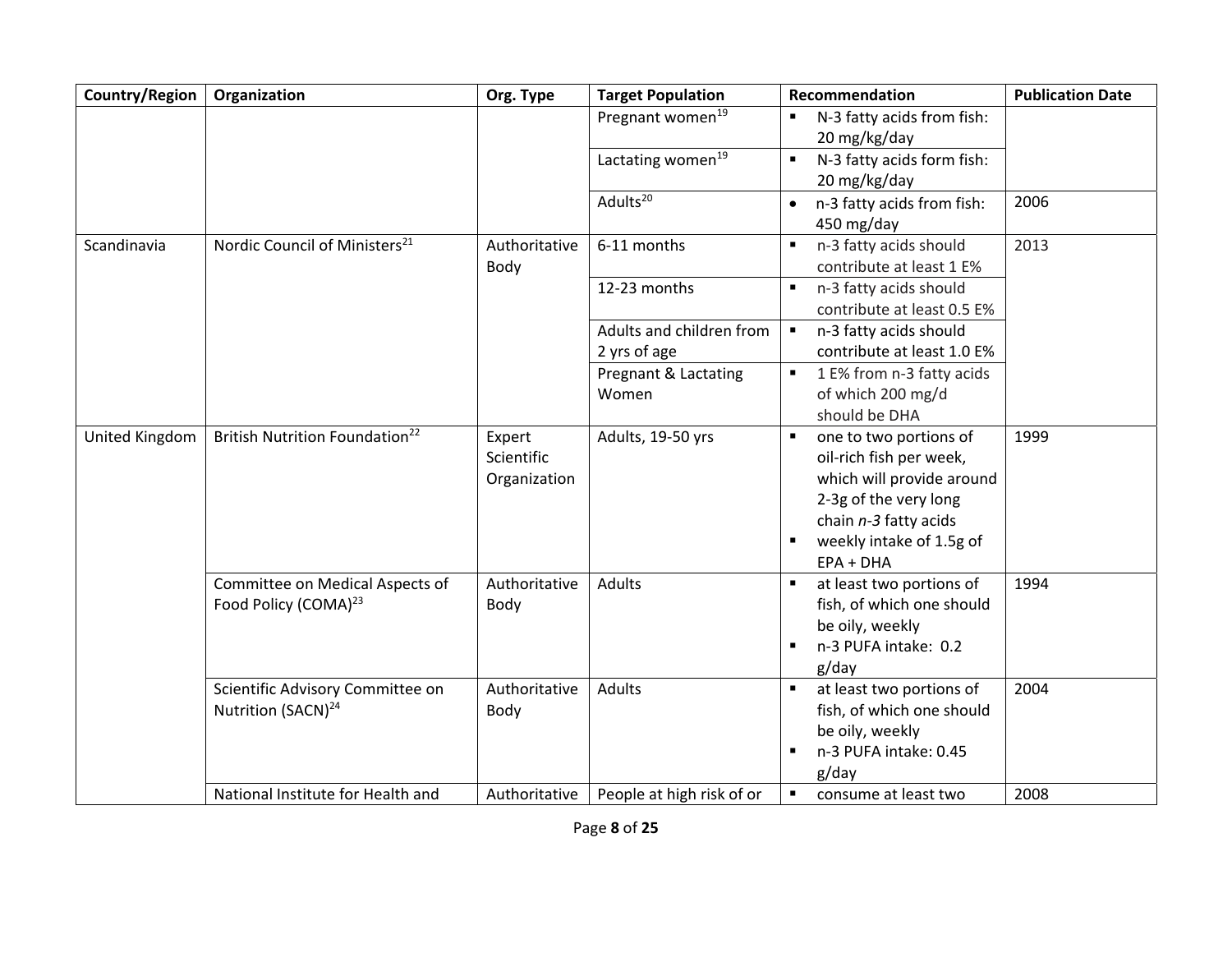| Country/Region | Organization | Org. Type | Target Population | Recommendation | Publication Date |
|---|---|---|---|---|---|
| | | | Pregnant women[19] | ▪ N-3 fatty acids from fish: 20 mg/kg/day | |
| | | | Lactating women[19] | ▪ N-3 fatty acids form fish: 20 mg/kg/day | |
| | | | Adults[20] | • n-3 fatty acids from fish: 450 mg/day | 2006 |
| Scandinavia | Nordic Council of Ministers[21] | Authoritative Body | 6-11 months | ▪ n-3 fatty acids should contribute at least 1 E% | 2013 |
| | | | 12-23 months | ▪ n-3 fatty acids should contribute at least 0.5 E% | |
| | | | Adults and children from 2 yrs of age | ▪ n-3 fatty acids should contribute at least 1.0 E% | |
| | | | Pregnant & Lactating Women | ▪ 1 E% from n-3 fatty acids of which 200 mg/d should be DHA | |
| United Kingdom | British Nutrition Foundation[22] | Expert Scientific Organization | Adults, 19-50 yrs | ▪ one to two portions of oil-rich fish per week, which will provide around 2-3g of the very long chain *n-3* fatty acids<br>▪ weekly intake of 1.5g of EPA + DHA | 1999 |
| | Committee on Medical Aspects of Food Policy (COMA)[23] | Authoritative Body | Adults | ▪ at least two portions of fish, of which one should be oily, weekly<br>▪ n-3 PUFA intake: 0.2 g/day | 1994 |
| | Scientific Advisory Committee on Nutrition (SACN)[24] | Authoritative Body | Adults | ▪ at least two portions of fish, of which one should be oily, weekly<br>▪ n-3 PUFA intake: 0.45 g/day | 2004 |
| | National Institute for Health and | Authoritative | People at high risk of or | ▪ consume at least two | 2008 |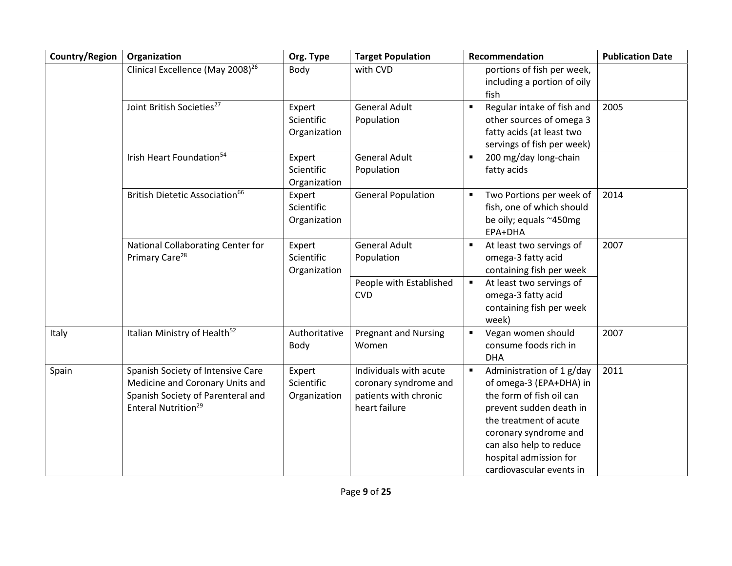| Country/Region | Organization | Org. Type | Target Population | Recommendation | Publication Date |
|---|---|---|---|---|---|
| | Clinical Excellence (May 2008)[26] | Body | with CVD | portions of fish per week, including a portion of oily fish | |
| | Joint British Societies[27] | Expert Scientific Organization | General Adult Population | ▪ Regular intake of fish and other sources of omega 3 fatty acids (at least two servings of fish per week) | 2005 |
| | Irish Heart Foundation[54] | Expert Scientific Organization | General Adult Population | ▪ 200 mg/day long-chain fatty acids | |
| | British Dietetic Association[66] | Expert Scientific Organization | General Population | ▪ Two Portions per week of fish, one of which should be oily; equals ~450mg EPA+DHA | 2014 |
| | National Collaborating Center for Primary Care[28] | Expert Scientific Organization | General Adult Population | ▪ At least two servings of omega-3 fatty acid containing fish per week | 2007 |
| | | | People with Established CVD | ▪ At least two servings of omega-3 fatty acid containing fish per week week) | |
| Italy | Italian Ministry of Health[52] | Authoritative Body | Pregnant and Nursing Women | ▪ Vegan women should consume foods rich in DHA | 2007 |
| Spain | Spanish Society of Intensive Care Medicine and Coronary Units and Spanish Society of Parenteral and Enteral Nutrition[29] | Expert Scientific Organization | Individuals with acute coronary syndrome and patients with chronic heart failure | ▪ Administration of 1 g/day of omega-3 (EPA+DHA) in the form of fish oil can prevent sudden death in the treatment of acute coronary syndrome and can also help to reduce hospital admission for cardiovascular events in | 2011 |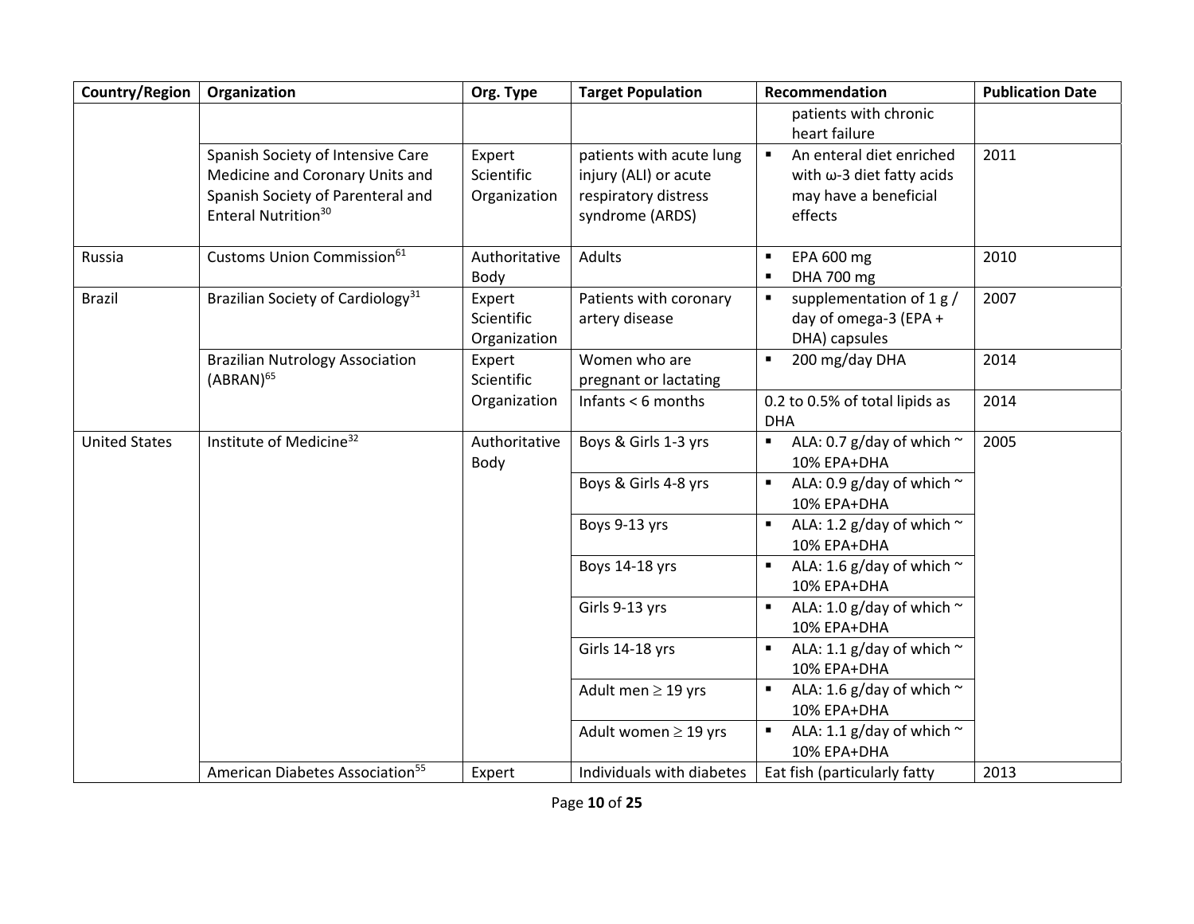| Country/Region | Organization | Org. Type | Target Population | Recommendation | Publication Date |
|---|---|---|---|---|---|
| | | | | patients with chronic heart failure | |
| | Spanish Society of Intensive Care Medicine and Coronary Units and Spanish Society of Parenteral and Enteral Nutrition[30] | Expert Scientific Organization | patients with acute lung injury (ALI) or acute respiratory distress syndrome (ARDS) | ▪ An enteral diet enriched with ω-3 diet fatty acids may have a beneficial effects | 2011 |
| Russia | Customs Union Commission[61] | Authoritative Body | Adults | ▪ EPA 600 mg<br>▪ DHA 700 mg | 2010 |
| Brazil | Brazilian Society of Cardiology[31] | Expert Scientific Organization | Patients with coronary artery disease | ▪ supplementation of 1 g / day of omega-3 (EPA + DHA) capsules | 2007 |
| | Brazilian Nutrology Association (ABRAN)[65] | Expert Scientific Organization | Women who are pregnant or lactating | ▪ 200 mg/day DHA | 2014 |
| | | | Infants < 6 months | 0.2 to 0.5% of total lipids as DHA | 2014 |
| United States | Institute of Medicine[32] | Authoritative Body | Boys & Girls 1-3 yrs | ▪ ALA: 0.7 g/day of which ~ 10% EPA+DHA | 2005 |
| | | | Boys & Girls 4-8 yrs | ▪ ALA: 0.9 g/day of which ~ 10% EPA+DHA | |
| | | | Boys 9-13 yrs | ▪ ALA: 1.2 g/day of which ~ 10% EPA+DHA | |
| | | | Boys 14-18 yrs | ▪ ALA: 1.6 g/day of which ~ 10% EPA+DHA | |
| | | | Girls 9-13 yrs | ▪ ALA: 1.0 g/day of which ~ 10% EPA+DHA | |
| | | | Girls 14-18 yrs | ▪ ALA: 1.1 g/day of which ~ 10% EPA+DHA | |
| | | | Adult men ≥ 19 yrs | ▪ ALA: 1.6 g/day of which ~ 10% EPA+DHA | |
| | | | Adult women ≥ 19 yrs | ▪ ALA: 1.1 g/day of which ~ 10% EPA+DHA | |
| | American Diabetes Association[55] | Expert | Individuals with diabetes | Eat fish (particularly fatty | 2013 |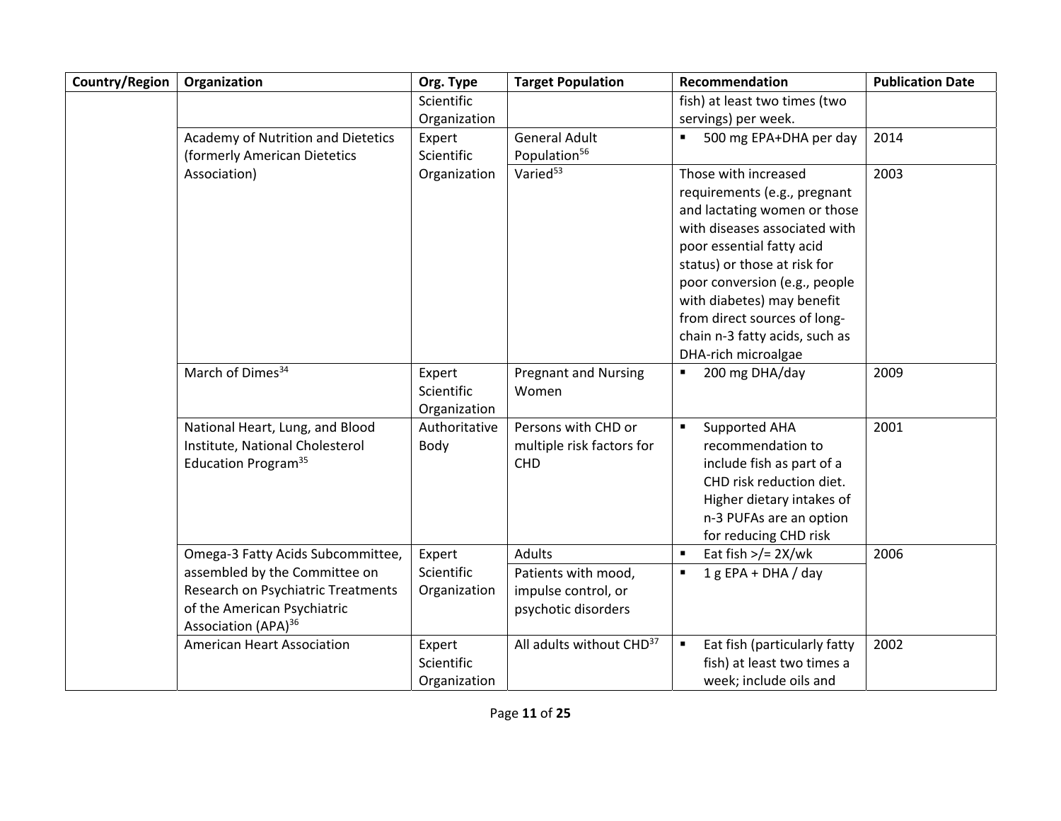| Country/Region | Organization | Org. Type | Target Population | Recommendation | Publication Date |
|---|---|---|---|---|---|
| | | Scientific Organization | | fish) at least two times (two servings) per week. | |
| | Academy of Nutrition and Dietetics (formerly American Dietetics Association) | Expert Scientific Organization | General Adult Population[56] | ▪ 500 mg EPA+DHA per day | 2014 |
| | | | Varied[53] | Those with increased requirements (e.g., pregnant and lactating women or those with diseases associated with poor essential fatty acid status) or those at risk for poor conversion (e.g., people with diabetes) may benefit from direct sources of long-chain n-3 fatty acids, such as DHA-rich microalgae | 2003 |
| | March of Dimes[34] | Expert Scientific Organization | Pregnant and Nursing Women | ▪ 200 mg DHA/day | 2009 |
| | National Heart, Lung, and Blood Institute, National Cholesterol Education Program[35] | Authoritative Body | Persons with CHD or multiple risk factors for CHD | ▪ Supported AHA recommendation to include fish as part of a CHD risk reduction diet. Higher dietary intakes of n-3 PUFAs are an option for reducing CHD risk | 2001 |
| | Omega-3 Fatty Acids Subcommittee, assembled by the Committee on Research on Psychiatric Treatments of the American Psychiatric Association (APA)[36] | Expert Scientific Organization | Adults | ▪ Eat fish >/= 2X/wk | 2006 |
| | | | Patients with mood, impulse control, or psychotic disorders | ▪ 1 g EPA + DHA / day | |
| | American Heart Association | Expert Scientific Organization | All adults without CHD[37] | ▪ Eat fish (particularly fatty fish) at least two times a week; include oils and | 2002 |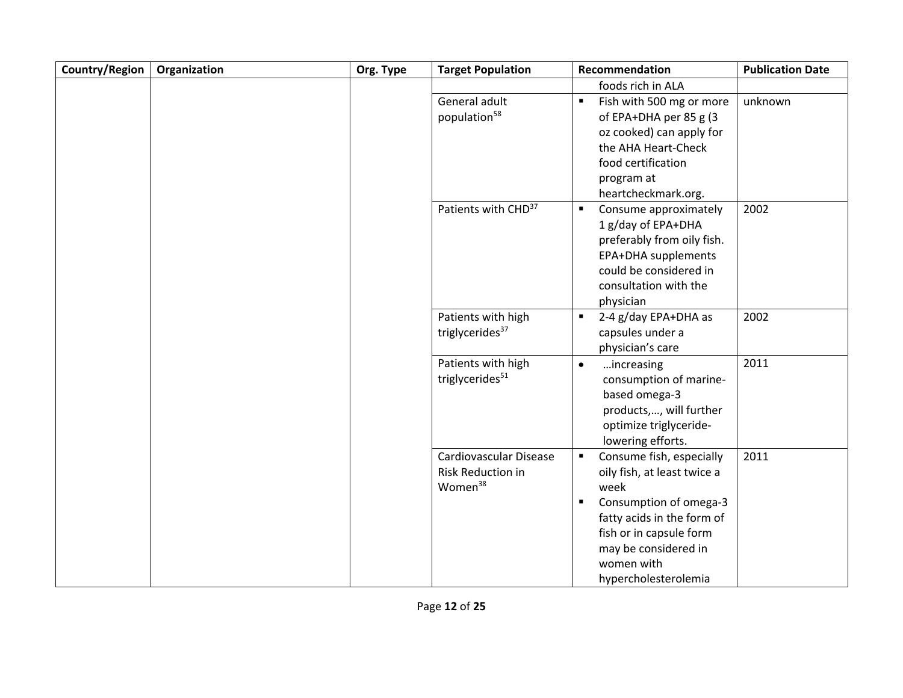| Country/Region | Organization | Org. Type | Target Population | Recommendation | Publication Date |
|---|---|---|---|---|---|
| | | | | foods rich in ALA | |
| | | | General adult population[58] | ▪ Fish with 500 mg or more of EPA+DHA per 85 g (3 oz cooked) can apply for the AHA Heart-Check food certification program at heartcheckmark.org. | unknown |
| | | | Patients with CHD[37] | ▪ Consume approximately 1 g/day of EPA+DHA preferably from oily fish. EPA+DHA supplements could be considered in consultation with the physician | 2002 |
| | | | Patients with high triglycerides[37] | ▪ 2-4 g/day EPA+DHA as capsules under a physician's care | 2002 |
| | | | Patients with high triglycerides[51] | • …increasing consumption of marine-based omega-3 products,…, will further optimize triglyceride-lowering efforts. | 2011 |
| | | | Cardiovascular Disease Risk Reduction in Women[38] | ▪ Consume fish, especially oily fish, at least twice a week<br>▪ Consumption of omega-3 fatty acids in the form of fish or in capsule form may be considered in women with hypercholesterolemia | 2011 |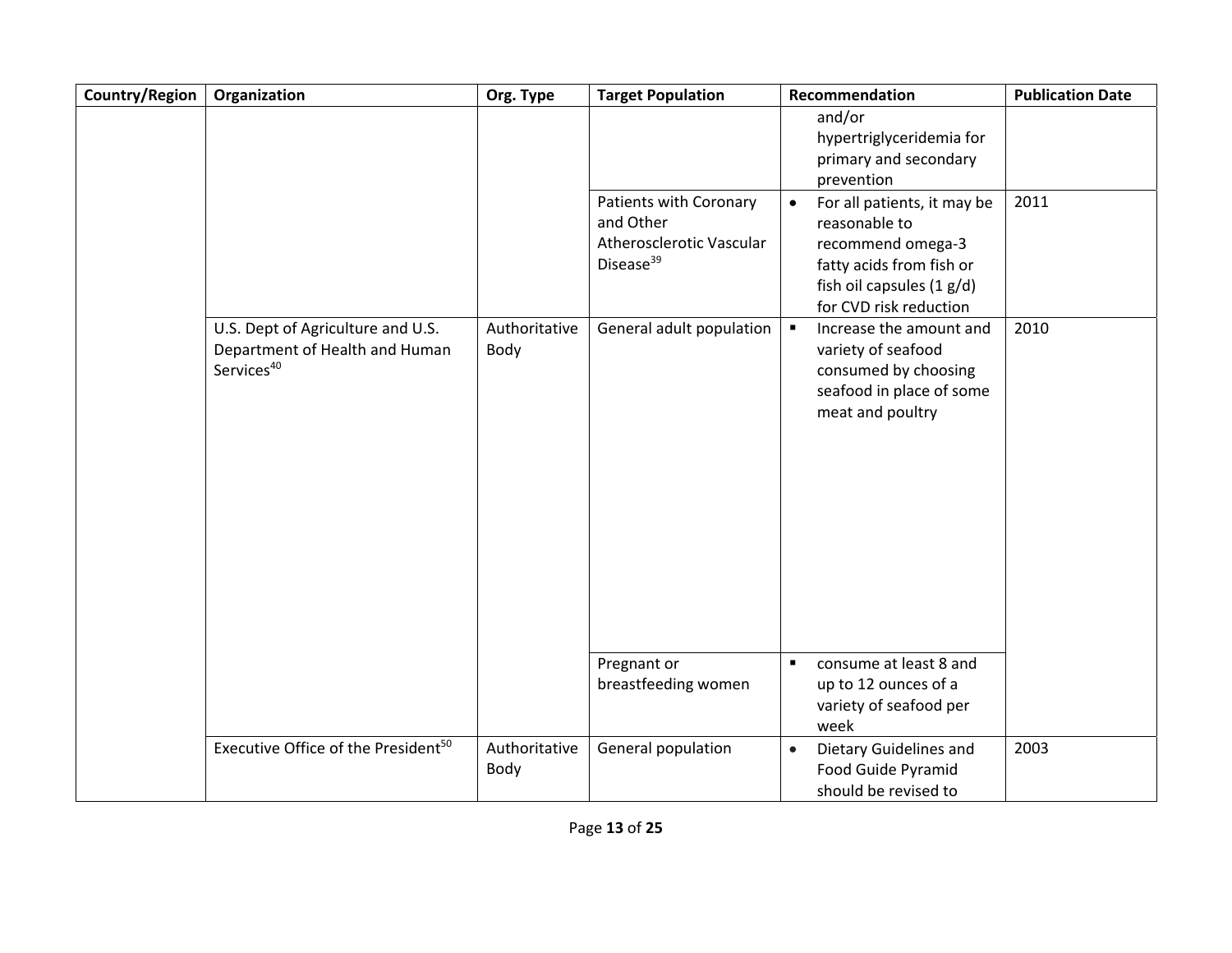| Country/Region | Organization | Org. Type | Target Population | Recommendation | Publication Date |
|---|---|---|---|---|---|
| | | | | and/or hypertriglyceridemia for primary and secondary prevention | |
| | | | Patients with Coronary and Other Atherosclerotic Vascular Disease[39] | • For all patients, it may be reasonable to recommend omega-3 fatty acids from fish or fish oil capsules (1 g/d) for CVD risk reduction | 2011 |
| | U.S. Dept of Agriculture and U.S. Department of Health and Human Services[40] | Authoritative Body | General adult population | ▪ Increase the amount and variety of seafood consumed by choosing seafood in place of some meat and poultry | 2010 |
| | | | Pregnant or breastfeeding women | ▪ consume at least 8 and up to 12 ounces of a variety of seafood per week | |
| | Executive Office of the President[50] | Authoritative Body | General population | • Dietary Guidelines and Food Guide Pyramid should be revised to | 2003 |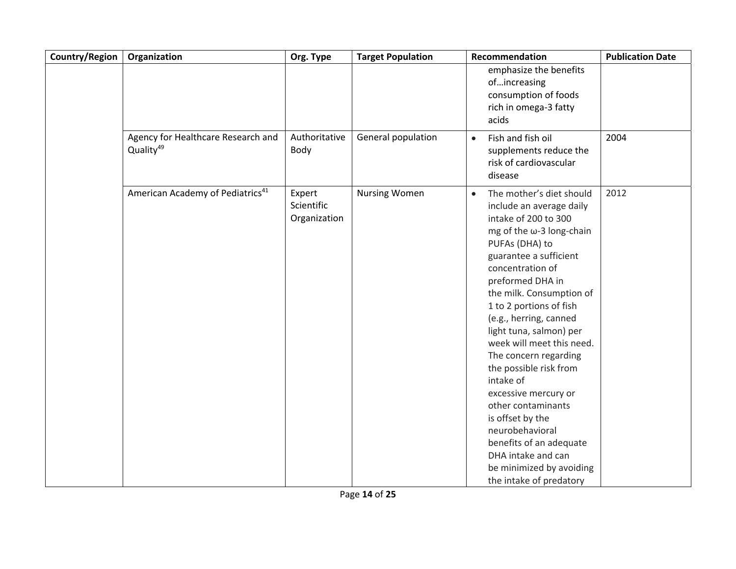| Country/Region | Organization | Org. Type | Target Population | Recommendation | Publication Date |
|---|---|---|---|---|---|
| | | | | emphasize the benefits of…increasing consumption of foods rich in omega-3 fatty acids | |
| | Agency for Healthcare Research and Quality[49] | Authoritative Body | General population | • Fish and fish oil supplements reduce the risk of cardiovascular disease | 2004 |
| | American Academy of Pediatrics[41] | Expert Scientific Organization | Nursing Women | • The mother's diet should include an average daily intake of 200 to 300 mg of the ω-3 long-chain PUFAs (DHA) to guarantee a sufficient concentration of preformed DHA in the milk. Consumption of 1 to 2 portions of fish (e.g., herring, canned light tuna, salmon) per week will meet this need. The concern regarding the possible risk from intake of excessive mercury or other contaminants is offset by the neurobehavioral benefits of an adequate DHA intake and can be minimized by avoiding the intake of predatory | 2012 |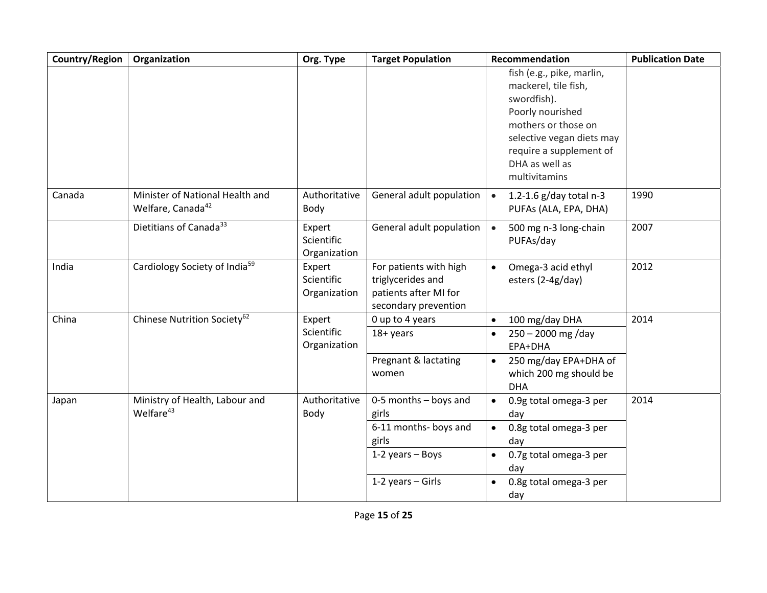| Country/Region | Organization | Org. Type | Target Population | Recommendation | Publication Date |
|---|---|---|---|---|---|
| | | | | fish (e.g., pike, marlin, mackerel, tile fish, swordfish). Poorly nourished mothers or those on selective vegan diets may require a supplement of DHA as well as multivitamins | |
| Canada | Minister of National Health and Welfare, Canada[42] | Authoritative Body | General adult population | • 1.2-1.6 g/day total n-3 PUFAs (ALA, EPA, DHA) | 1990 |
| | Dietitians of Canada[33] | Expert Scientific Organization | General adult population | • 500 mg n-3 long-chain PUFAs/day | 2007 |
| India | Cardiology Society of India[59] | Expert Scientific Organization | For patients with high triglycerides and patients after MI for secondary prevention | • Omega-3 acid ethyl esters (2-4g/day) | 2012 |
| China | Chinese Nutrition Society[62] | Expert Scientific Organization | 0 up to 4 years | • 100 mg/day DHA | 2014 |
| | | | 18+ years | • 250 – 2000 mg /day EPA+DHA | |
| | | | Pregnant & lactating women | • 250 mg/day EPA+DHA of which 200 mg should be DHA | |
| Japan | Ministry of Health, Labour and Welfare[43] | Authoritative Body | 0-5 months – boys and girls | • 0.9g total omega-3 per day | 2014 |
| | | | 6-11 months- boys and girls | • 0.8g total omega-3 per day | |
| | | | 1-2 years – Boys | • 0.7g total omega-3 per day | |
| | | | 1-2 years – Girls | • 0.8g total omega-3 per day | |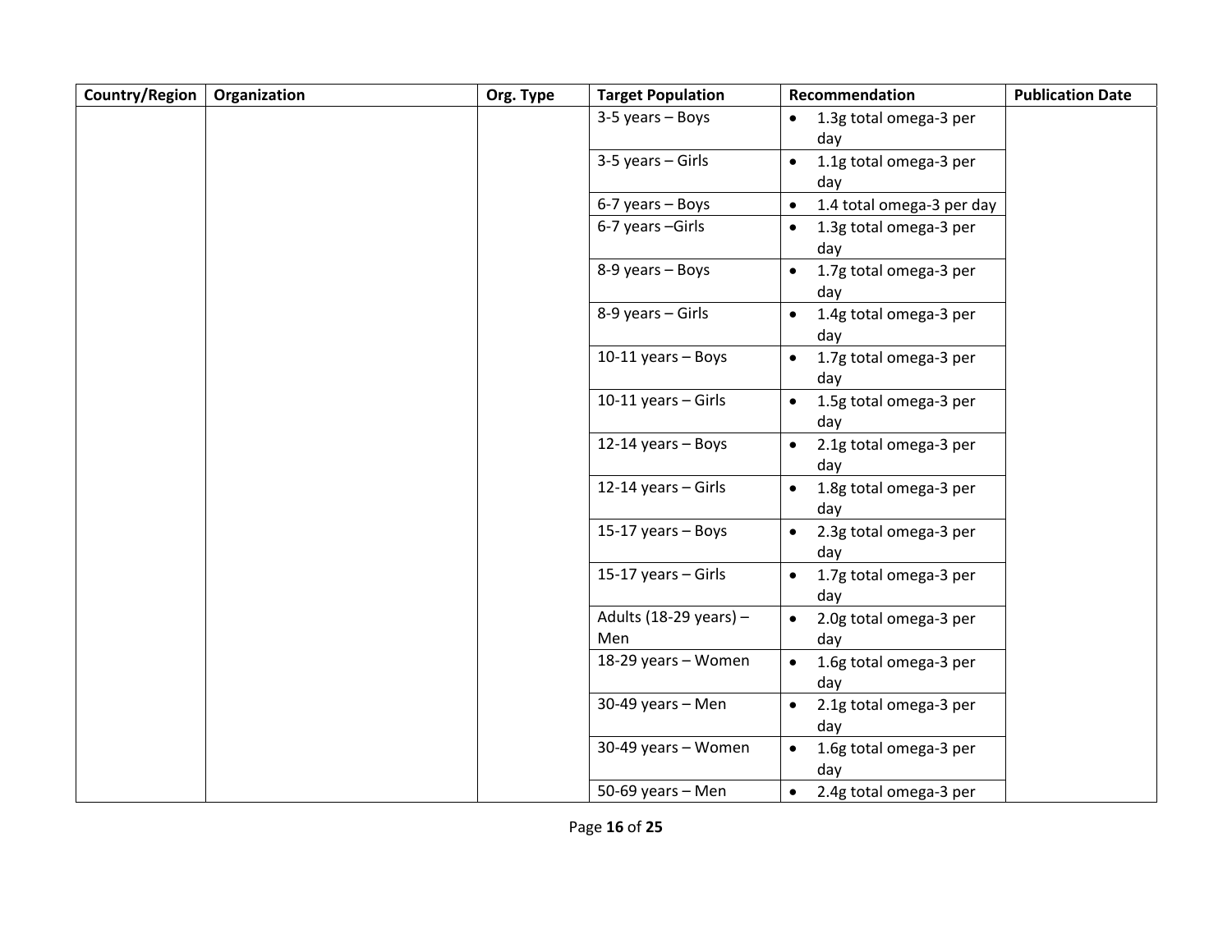| Country/Region | Organization | Org. Type | Target Population | Recommendation | Publication Date |
|---|---|---|---|---|---|
| | | | 3-5 years – Boys | • 1.3g total omega-3 per day | |
| | | | 3-5 years – Girls | • 1.1g total omega-3 per day | |
| | | | 6-7 years – Boys | • 1.4 total omega-3 per day | |
| | | | 6-7 years –Girls | • 1.3g total omega-3 per day | |
| | | | 8-9 years – Boys | • 1.7g total omega-3 per day | |
| | | | 8-9 years – Girls | • 1.4g total omega-3 per day | |
| | | | 10-11 years – Boys | • 1.7g total omega-3 per day | |
| | | | 10-11 years – Girls | • 1.5g total omega-3 per day | |
| | | | 12-14 years – Boys | • 2.1g total omega-3 per day | |
| | | | 12-14 years – Girls | • 1.8g total omega-3 per day | |
| | | | 15-17 years – Boys | • 2.3g total omega-3 per day | |
| | | | 15-17 years – Girls | • 1.7g total omega-3 per day | |
| | | | Adults (18-29 years) – Men | • 2.0g total omega-3 per day | |
| | | | 18-29 years – Women | • 1.6g total omega-3 per day | |
| | | | 30-49 years – Men | • 2.1g total omega-3 per day | |
| | | | 30-49 years – Women | • 1.6g total omega-3 per day | |
| | | | 50-69 years – Men | • 2.4g total omega-3 per | |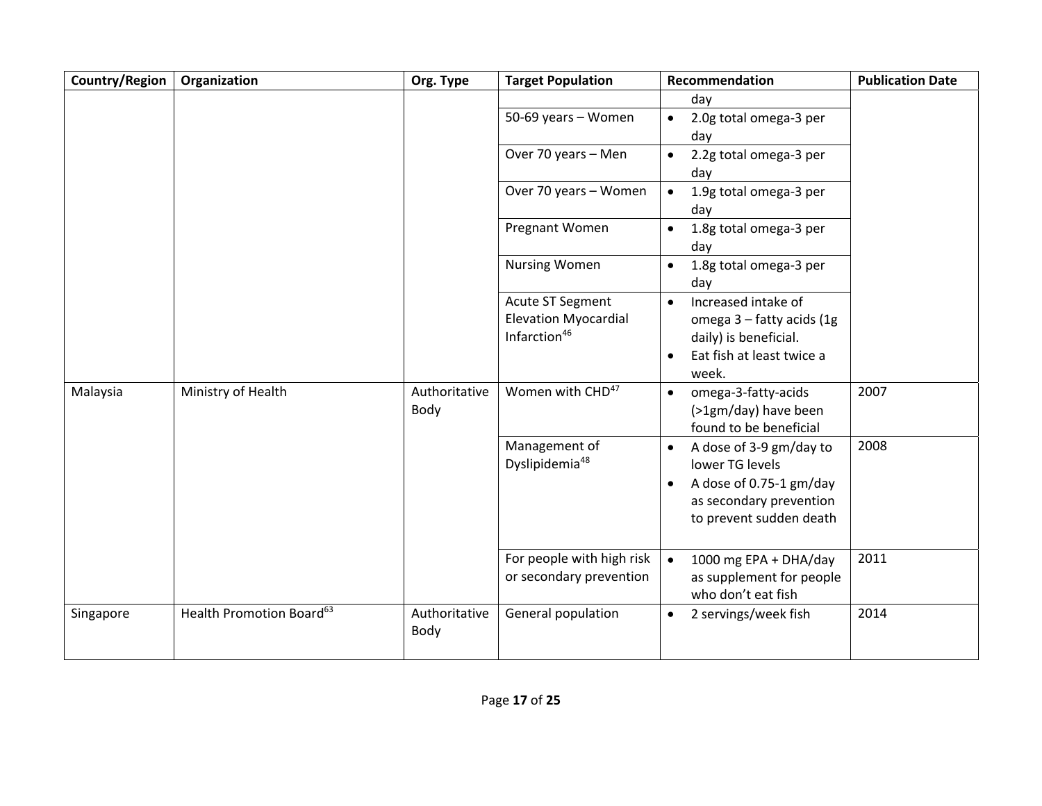| Country/Region | Organization | Org. Type | Target Population | Recommendation | Publication Date |
|---|---|---|---|---|---|
| | | | | day | |
| | | | 50-69 years – Women | • 2.0g total omega-3 per day | |
| | | | Over 70 years – Men | • 2.2g total omega-3 per day | |
| | | | Over 70 years – Women | • 1.9g total omega-3 per day | |
| | | | Pregnant Women | • 1.8g total omega-3 per day | |
| | | | Nursing Women | • 1.8g total omega-3 per day | |
| | | | Acute ST Segment Elevation Myocardial Infarction[46] | • Increased intake of omega 3 – fatty acids (1g daily) is beneficial. • Eat fish at least twice a week. | |
| Malaysia | Ministry of Health | Authoritative Body | Women with CHD[47] | • omega-3-fatty-acids (>1gm/day) have been found to be beneficial | 2007 |
| | | | Management of Dyslipidemia[48] | • A dose of 3-9 gm/day to lower TG levels • A dose of 0.75-1 gm/day as secondary prevention to prevent sudden death | 2008 |
| | | | For people with high risk or secondary prevention | • 1000 mg EPA + DHA/day as supplement for people who don't eat fish | 2011 |
| Singapore | Health Promotion Board[63] | Authoritative Body | General population | • 2 servings/week fish | 2014 |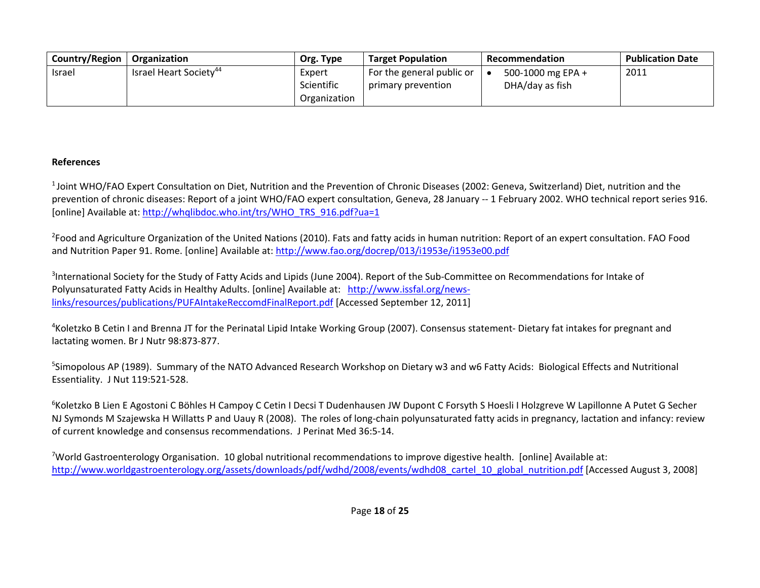| Country/Region | Organization | Org. Type | Target Population | Recommendation | Publication Date |
|---|---|---|---|---|---|
| Israel | Israel Heart Society[44] | Expert Scientific Organization | For the general public or primary prevention | • 500-1000 mg EPA + DHA/day as fish | 2011 |

**References**

[1] Joint WHO/FAO Expert Consultation on Diet, Nutrition and the Prevention of Chronic Diseases (2002: Geneva, Switzerland) Diet, nutrition and the prevention of chronic diseases: Report of a joint WHO/FAO expert consultation, Geneva, 28 January -- 1 February 2002. WHO technical report series 916. [online] Available at: http://whqlibdoc.who.int/trs/WHO_TRS_916.pdf?ua=1

[2] Food and Agriculture Organization of the United Nations (2010). Fats and fatty acids in human nutrition: Report of an expert consultation. FAO Food and Nutrition Paper 91. Rome. [online] Available at: http://www.fao.org/docrep/013/i1953e/i1953e00.pdf

[3] International Society for the Study of Fatty Acids and Lipids (June 2004). Report of the Sub-Committee on Recommendations for Intake of Polyunsaturated Fatty Acids in Healthy Adults. [online] Available at: http://www.issfal.org/news-links/resources/publications/PUFAIntakeReccomdFinalReport.pdf [Accessed September 12, 2011]

[4] Koletzko B Cetin I and Brenna JT for the Perinatal Lipid Intake Working Group (2007). Consensus statement- Dietary fat intakes for pregnant and lactating women. Br J Nutr 98:873-877.

[5] Simopolous AP (1989). Summary of the NATO Advanced Research Workshop on Dietary w3 and w6 Fatty Acids: Biological Effects and Nutritional Essentiality. J Nut 119:521-528.

[6] Koletzko B Lien E Agostoni C Böhles H Campoy C Cetin I Decsi T Dudenhausen JW Dupont C Forsyth S Hoesli I Holzgreve W Lapillonne A Putet G Secher NJ Symonds M Szajewska H Willatts P and Uauy R (2008). The roles of long-chain polyunsaturated fatty acids in pregnancy, lactation and infancy: review of current knowledge and consensus recommendations. J Perinat Med 36:5-14.

[7] World Gastroenterology Organisation. 10 global nutritional recommendations to improve digestive health. [online] Available at: http://www.worldgastroenterology.org/assets/downloads/pdf/wdhd/2008/events/wdhd08_cartel_10_global_nutrition.pdf [Accessed August 3, 2008]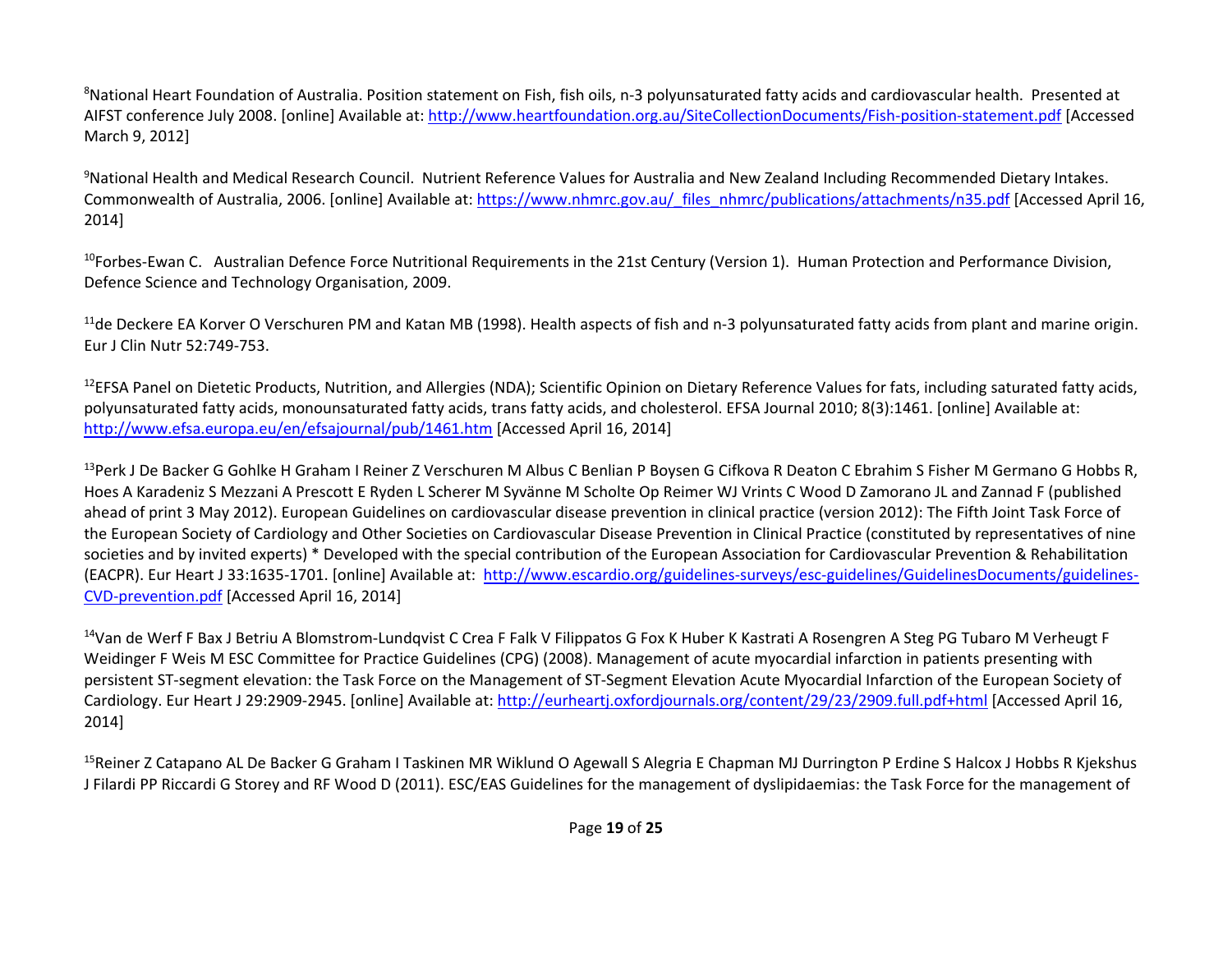[8]National Heart Foundation of Australia. Position statement on Fish, fish oils, n-3 polyunsaturated fatty acids and cardiovascular health. Presented at AIFST conference July 2008. [online] Available at: http://www.heartfoundation.org.au/SiteCollectionDocuments/Fish-position-statement.pdf [Accessed March 9, 2012]

[9]National Health and Medical Research Council. Nutrient Reference Values for Australia and New Zealand Including Recommended Dietary Intakes. Commonwealth of Australia, 2006. [online] Available at: https://www.nhmrc.gov.au/_files_nhmrc/publications/attachments/n35.pdf [Accessed April 16, 2014]

[10]Forbes-Ewan C. Australian Defence Force Nutritional Requirements in the 21st Century (Version 1). Human Protection and Performance Division, Defence Science and Technology Organisation, 2009.

[11]de Deckere EA Korver O Verschuren PM and Katan MB (1998). Health aspects of fish and n-3 polyunsaturated fatty acids from plant and marine origin. Eur J Clin Nutr 52:749-753.

[12]EFSA Panel on Dietetic Products, Nutrition, and Allergies (NDA); Scientific Opinion on Dietary Reference Values for fats, including saturated fatty acids, polyunsaturated fatty acids, monounsaturated fatty acids, trans fatty acids, and cholesterol. EFSA Journal 2010; 8(3):1461. [online] Available at: http://www.efsa.europa.eu/en/efsajournal/pub/1461.htm [Accessed April 16, 2014]

[13]Perk J De Backer G Gohlke H Graham I Reiner Z Verschuren M Albus C Benlian P Boysen G Cifkova R Deaton C Ebrahim S Fisher M Germano G Hobbs R, Hoes A Karadeniz S Mezzani A Prescott E Ryden L Scherer M Syvänne M Scholte Op Reimer WJ Vrints C Wood D Zamorano JL and Zannad F (published ahead of print 3 May 2012). European Guidelines on cardiovascular disease prevention in clinical practice (version 2012): The Fifth Joint Task Force of the European Society of Cardiology and Other Societies on Cardiovascular Disease Prevention in Clinical Practice (constituted by representatives of nine societies and by invited experts) * Developed with the special contribution of the European Association for Cardiovascular Prevention & Rehabilitation (EACPR). Eur Heart J 33:1635-1701. [online] Available at: http://www.escardio.org/guidelines-surveys/esc-guidelines/GuidelinesDocuments/guidelines-CVD-prevention.pdf [Accessed April 16, 2014]

[14]Van de Werf F Bax J Betriu A Blomstrom-Lundqvist C Crea F Falk V Filippatos G Fox K Huber K Kastrati A Rosengren A Steg PG Tubaro M Verheugt F Weidinger F Weis M ESC Committee for Practice Guidelines (CPG) (2008). Management of acute myocardial infarction in patients presenting with persistent ST-segment elevation: the Task Force on the Management of ST-Segment Elevation Acute Myocardial Infarction of the European Society of Cardiology. Eur Heart J 29:2909-2945. [online] Available at: http://eurheartj.oxfordjournals.org/content/29/23/2909.full.pdf+html [Accessed April 16, 2014]

[15]Reiner Z Catapano AL De Backer G Graham I Taskinen MR Wiklund O Agewall S Alegria E Chapman MJ Durrington P Erdine S Halcox J Hobbs R Kjekshus J Filardi PP Riccardi G Storey and RF Wood D (2011). ESC/EAS Guidelines for the management of dyslipidaemias: the Task Force for the management of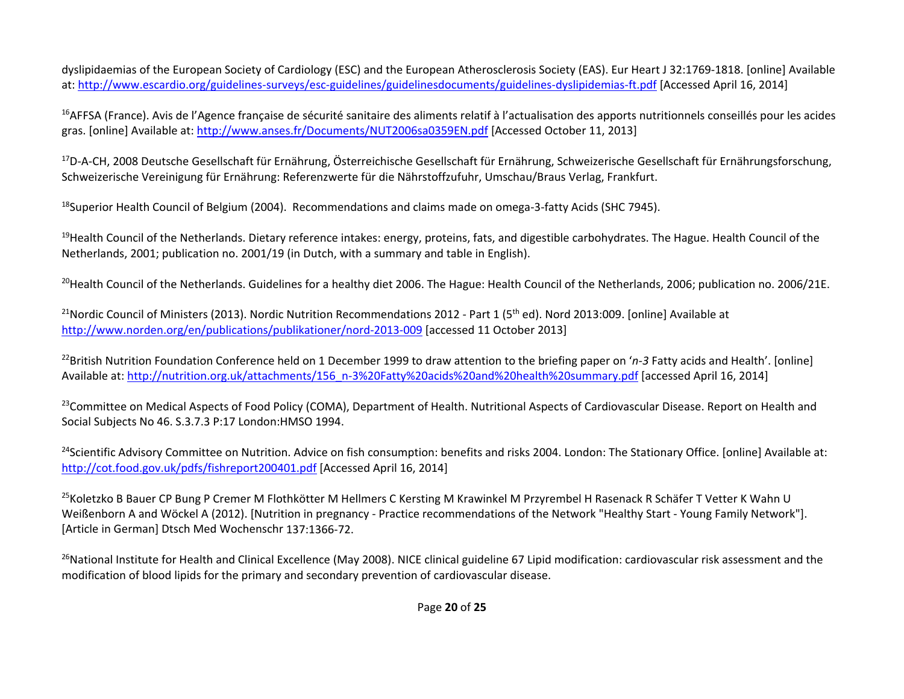dyslipidaemias of the European Society of Cardiology (ESC) and the European Atherosclerosis Society (EAS). Eur Heart J 32:1769-1818. [online] Available at: http://www.escardio.org/guidelines-surveys/esc-guidelines/guidelinesdocuments/guidelines-dyslipidemias-ft.pdf [Accessed April 16, 2014]

[16]AFFSA (France). Avis de l'Agence française de sécurité sanitaire des aliments relatif à l'actualisation des apports nutritionnels conseillés pour les acides gras. [online] Available at: http://www.anses.fr/Documents/NUT2006sa0359EN.pdf [Accessed October 11, 2013]

[17]D-A-CH, 2008 Deutsche Gesellschaft für Ernährung, Österreichische Gesellschaft für Ernährung, Schweizerische Gesellschaft für Ernährungsforschung, Schweizerische Vereinigung für Ernährung: Referenzwerte für die Nährstoffzufuhr, Umschau/Braus Verlag, Frankfurt.

[18]Superior Health Council of Belgium (2004). Recommendations and claims made on omega-3-fatty Acids (SHC 7945).

[19]Health Council of the Netherlands. Dietary reference intakes: energy, proteins, fats, and digestible carbohydrates. The Hague. Health Council of the Netherlands, 2001; publication no. 2001/19 (in Dutch, with a summary and table in English).

[20]Health Council of the Netherlands. Guidelines for a healthy diet 2006. The Hague: Health Council of the Netherlands, 2006; publication no. 2006/21E.

[21]Nordic Council of Ministers (2013). Nordic Nutrition Recommendations 2012 - Part 1 (5th ed). Nord 2013:009. [online] Available at http://www.norden.org/en/publications/publikationer/nord-2013-009 [accessed 11 October 2013]

[22]British Nutrition Foundation Conference held on 1 December 1999 to draw attention to the briefing paper on '*n-3* Fatty acids and Health'. [online] Available at: http://nutrition.org.uk/attachments/156_n-3%20Fatty%20acids%20and%20health%20summary.pdf [accessed April 16, 2014]

[23]Committee on Medical Aspects of Food Policy (COMA), Department of Health. Nutritional Aspects of Cardiovascular Disease. Report on Health and Social Subjects No 46. S.3.7.3 P:17 London:HMSO 1994.

[24]Scientific Advisory Committee on Nutrition. Advice on fish consumption: benefits and risks 2004. London: The Stationary Office. [online] Available at: http://cot.food.gov.uk/pdfs/fishreport200401.pdf [Accessed April 16, 2014]

[25]Koletzko B Bauer CP Bung P Cremer M Flothkötter M Hellmers C Kersting M Krawinkel M Przyrembel H Rasenack R Schäfer T Vetter K Wahn U Weißenborn A and Wöckel A (2012). [Nutrition in pregnancy - Practice recommendations of the Network "Healthy Start - Young Family Network"]. [Article in German] Dtsch Med Wochenschr 137:1366-72.

[26]National Institute for Health and Clinical Excellence (May 2008). NICE clinical guideline 67 Lipid modification: cardiovascular risk assessment and the modification of blood lipids for the primary and secondary prevention of cardiovascular disease.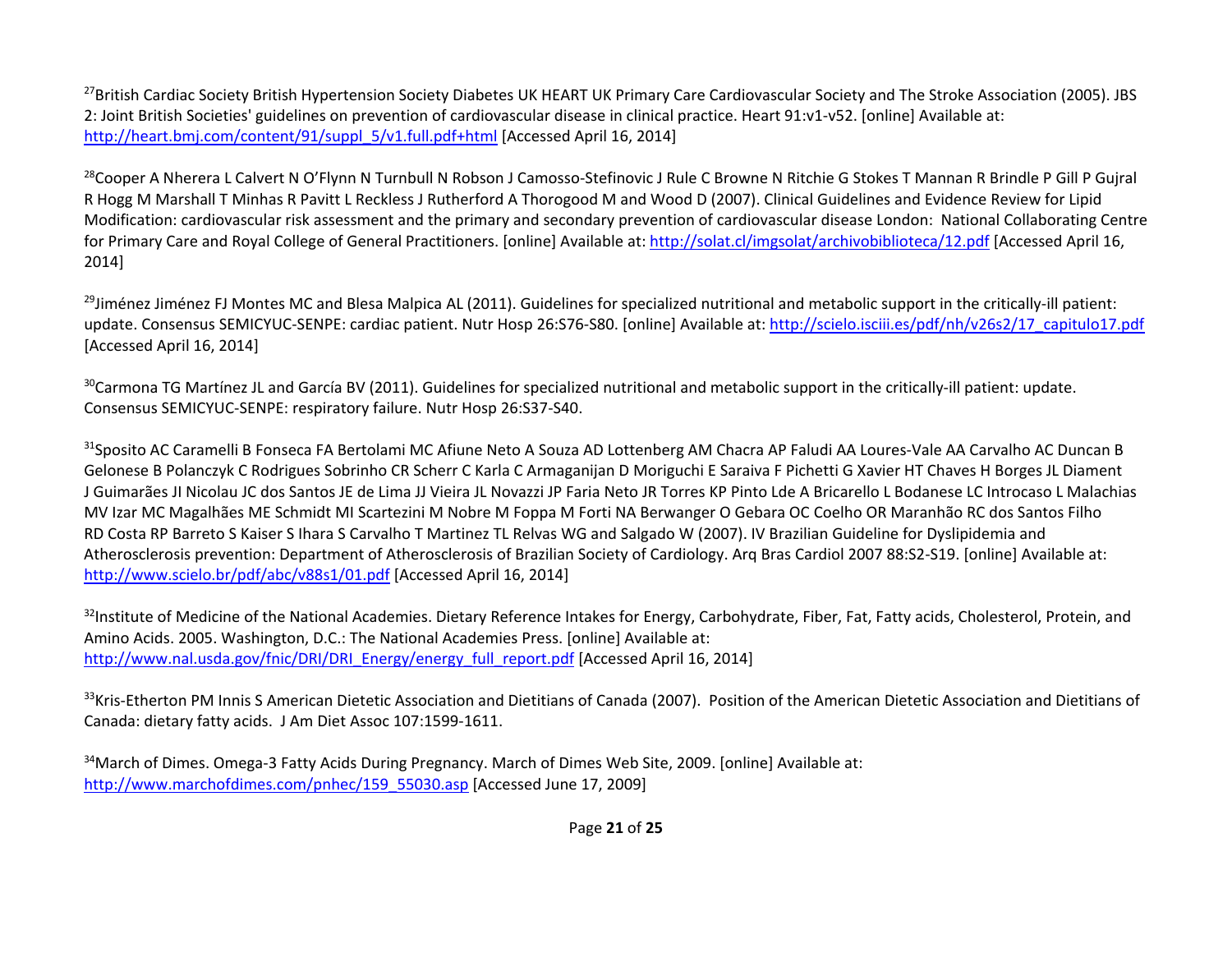[27]British Cardiac Society British Hypertension Society Diabetes UK HEART UK Primary Care Cardiovascular Society and The Stroke Association (2005). JBS 2: Joint British Societies' guidelines on prevention of cardiovascular disease in clinical practice. Heart 91:v1-v52. [online] Available at: http://heart.bmj.com/content/91/suppl_5/v1.full.pdf+html [Accessed April 16, 2014]

[28]Cooper A Nherera L Calvert N O'Flynn N Turnbull N Robson J Camosso-Stefinovic J Rule C Browne N Ritchie G Stokes T Mannan R Brindle P Gill P Gujral R Hogg M Marshall T Minhas R Pavitt L Reckless J Rutherford A Thorogood M and Wood D (2007). Clinical Guidelines and Evidence Review for Lipid Modification: cardiovascular risk assessment and the primary and secondary prevention of cardiovascular disease London: National Collaborating Centre for Primary Care and Royal College of General Practitioners. [online] Available at: http://solat.cl/imgsolat/archivobiblioteca/12.pdf [Accessed April 16, 2014]

[29]Jiménez Jiménez FJ Montes MC and Blesa Malpica AL (2011). Guidelines for specialized nutritional and metabolic support in the critically-ill patient: update. Consensus SEMICYUC-SENPE: cardiac patient. Nutr Hosp 26:S76-S80. [online] Available at: http://scielo.isciii.es/pdf/nh/v26s2/17_capitulo17.pdf [Accessed April 16, 2014]

[30]Carmona TG Martínez JL and García BV (2011). Guidelines for specialized nutritional and metabolic support in the critically-ill patient: update. Consensus SEMICYUC-SENPE: respiratory failure. Nutr Hosp 26:S37-S40.

[31]Sposito AC Caramelli B Fonseca FA Bertolami MC Afiune Neto A Souza AD Lottenberg AM Chacra AP Faludi AA Loures-Vale AA Carvalho AC Duncan B Gelonese B Polanczyk C Rodrigues Sobrinho CR Scherr C Karla C Armaganijan D Moriguchi E Saraiva F Pichetti G Xavier HT Chaves H Borges JL Diament J Guimarães JI Nicolau JC dos Santos JE de Lima JJ Vieira JL Novazzi JP Faria Neto JR Torres KP Pinto Lde A Bricarello L Bodanese LC Introcaso L Malachias MV Izar MC Magalhães ME Schmidt MI Scartezini M Nobre M Foppa M Forti NA Berwanger O Gebara OC Coelho OR Maranhão RC dos Santos Filho RD Costa RP Barreto S Kaiser S Ihara S Carvalho T Martinez TL Relvas WG and Salgado W (2007). IV Brazilian Guideline for Dyslipidemia and Atherosclerosis prevention: Department of Atherosclerosis of Brazilian Society of Cardiology. Arq Bras Cardiol 2007 88:S2-S19. [online] Available at: http://www.scielo.br/pdf/abc/v88s1/01.pdf [Accessed April 16, 2014]

[32]Institute of Medicine of the National Academies. Dietary Reference Intakes for Energy, Carbohydrate, Fiber, Fat, Fatty acids, Cholesterol, Protein, and Amino Acids. 2005. Washington, D.C.: The National Academies Press. [online] Available at: http://www.nal.usda.gov/fnic/DRI/DRI_Energy/energy_full_report.pdf [Accessed April 16, 2014]

[33]Kris-Etherton PM Innis S American Dietetic Association and Dietitians of Canada (2007). Position of the American Dietetic Association and Dietitians of Canada: dietary fatty acids. J Am Diet Assoc 107:1599-1611.

[34]March of Dimes. Omega-3 Fatty Acids During Pregnancy. March of Dimes Web Site, 2009. [online] Available at: http://www.marchofdimes.com/pnhec/159_55030.asp [Accessed June 17, 2009]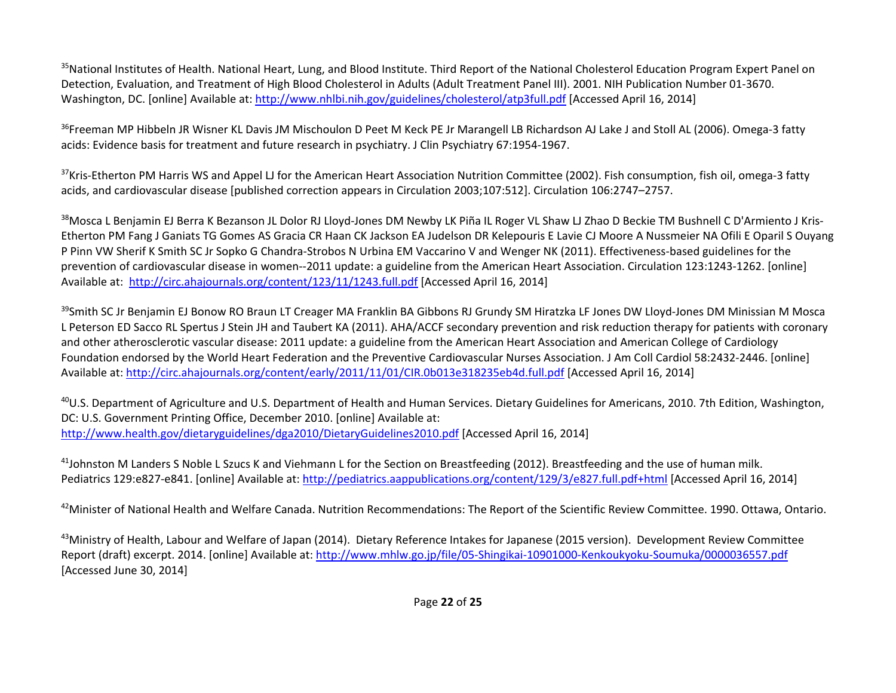[35]National Institutes of Health. National Heart, Lung, and Blood Institute. Third Report of the National Cholesterol Education Program Expert Panel on Detection, Evaluation, and Treatment of High Blood Cholesterol in Adults (Adult Treatment Panel III). 2001. NIH Publication Number 01-3670. Washington, DC. [online] Available at: http://www.nhlbi.nih.gov/guidelines/cholesterol/atp3full.pdf [Accessed April 16, 2014]

[36]Freeman MP Hibbeln JR Wisner KL Davis JM Mischoulon D Peet M Keck PE Jr Marangell LB Richardson AJ Lake J and Stoll AL (2006). Omega-3 fatty acids: Evidence basis for treatment and future research in psychiatry. J Clin Psychiatry 67:1954-1967.

[37]Kris-Etherton PM Harris WS and Appel LJ for the American Heart Association Nutrition Committee (2002). Fish consumption, fish oil, omega-3 fatty acids, and cardiovascular disease [published correction appears in Circulation 2003;107:512]. Circulation 106:2747–2757.

[38]Mosca L Benjamin EJ Berra K Bezanson JL Dolor RJ Lloyd-Jones DM Newby LK Piña IL Roger VL Shaw LJ Zhao D Beckie TM Bushnell C D'Armiento J Kris-Etherton PM Fang J Ganiats TG Gomes AS Gracia CR Haan CK Jackson EA Judelson DR Kelepouris E Lavie CJ Moore A Nussmeier NA Ofili E Oparil S Ouyang P Pinn VW Sherif K Smith SC Jr Sopko G Chandra-Strobos N Urbina EM Vaccarino V and Wenger NK (2011). Effectiveness-based guidelines for the prevention of cardiovascular disease in women--2011 update: a guideline from the American Heart Association. Circulation 123:1243-1262. [online] Available at: http://circ.ahajournals.org/content/123/11/1243.full.pdf [Accessed April 16, 2014]

[39]Smith SC Jr Benjamin EJ Bonow RO Braun LT Creager MA Franklin BA Gibbons RJ Grundy SM Hiratzka LF Jones DW Lloyd-Jones DM Minissian M Mosca L Peterson ED Sacco RL Spertus J Stein JH and Taubert KA (2011). AHA/ACCF secondary prevention and risk reduction therapy for patients with coronary and other atherosclerotic vascular disease: 2011 update: a guideline from the American Heart Association and American College of Cardiology Foundation endorsed by the World Heart Federation and the Preventive Cardiovascular Nurses Association. J Am Coll Cardiol 58:2432-2446. [online] Available at: http://circ.ahajournals.org/content/early/2011/11/01/CIR.0b013e318235eb4d.full.pdf [Accessed April 16, 2014]

[40]U.S. Department of Agriculture and U.S. Department of Health and Human Services. Dietary Guidelines for Americans, 2010. 7th Edition, Washington, DC: U.S. Government Printing Office, December 2010. [online] Available at: http://www.health.gov/dietaryguidelines/dga2010/DietaryGuidelines2010.pdf [Accessed April 16, 2014]

[41]Johnston M Landers S Noble L Szucs K and Viehmann L for the Section on Breastfeeding (2012). Breastfeeding and the use of human milk. Pediatrics 129:e827-e841. [online] Available at: http://pediatrics.aappublications.org/content/129/3/e827.full.pdf+html [Accessed April 16, 2014]

[42]Minister of National Health and Welfare Canada. Nutrition Recommendations: The Report of the Scientific Review Committee. 1990. Ottawa, Ontario.

[43]Ministry of Health, Labour and Welfare of Japan (2014). Dietary Reference Intakes for Japanese (2015 version). Development Review Committee Report (draft) excerpt. 2014. [online] Available at: http://www.mhlw.go.jp/file/05-Shingikai-10901000-Kenkoukyoku-Soumuka/0000036557.pdf [Accessed June 30, 2014]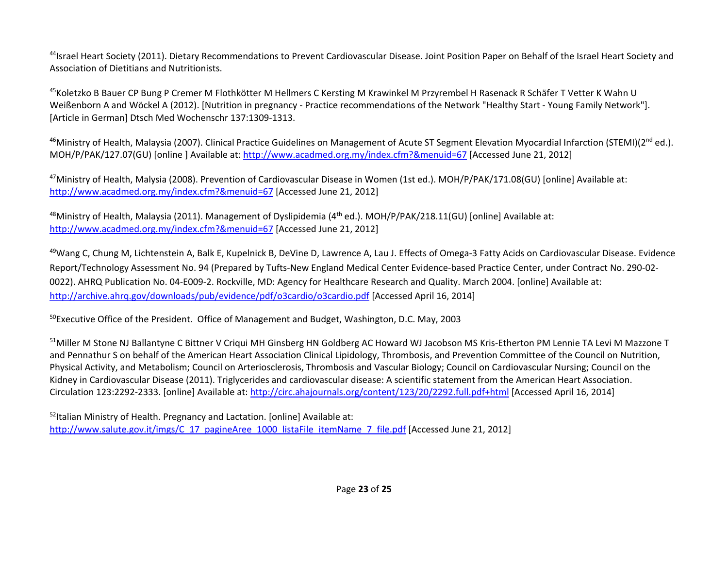[44]Israel Heart Society (2011). Dietary Recommendations to Prevent Cardiovascular Disease. Joint Position Paper on Behalf of the Israel Heart Society and Association of Dietitians and Nutritionists.

[45]Koletzko B Bauer CP Bung P Cremer M Flothkötter M Hellmers C Kersting M Krawinkel M Przyrembel H Rasenack R Schäfer T Vetter K Wahn U Weißenborn A and Wöckel A (2012). [Nutrition in pregnancy - Practice recommendations of the Network "Healthy Start - Young Family Network"]. [Article in German] Dtsch Med Wochenschr 137:1309-1313.

[46]Ministry of Health, Malaysia (2007). Clinical Practice Guidelines on Management of Acute ST Segment Elevation Myocardial Infarction (STEMI)(2nd ed.). MOH/P/PAK/127.07(GU) [online ] Available at: http://www.acadmed.org.my/index.cfm?&menuid=67 [Accessed June 21, 2012]

[47]Ministry of Health, Malysia (2008). Prevention of Cardiovascular Disease in Women (1st ed.). MOH/P/PAK/171.08(GU) [online] Available at: http://www.acadmed.org.my/index.cfm?&menuid=67 [Accessed June 21, 2012]

[48]Ministry of Health, Malaysia (2011). Management of Dyslipidemia (4th ed.). MOH/P/PAK/218.11(GU) [online] Available at: http://www.acadmed.org.my/index.cfm?&menuid=67 [Accessed June 21, 2012]

[49]Wang C, Chung M, Lichtenstein A, Balk E, Kupelnick B, DeVine D, Lawrence A, Lau J. Effects of Omega-3 Fatty Acids on Cardiovascular Disease. Evidence Report/Technology Assessment No. 94 (Prepared by Tufts-New England Medical Center Evidence-based Practice Center, under Contract No. 290-02-0022). AHRQ Publication No. 04-E009-2. Rockville, MD: Agency for Healthcare Research and Quality. March 2004. [online] Available at: http://archive.ahrq.gov/downloads/pub/evidence/pdf/o3cardio/o3cardio.pdf [Accessed April 16, 2014]

[50]Executive Office of the President. Office of Management and Budget, Washington, D.C. May, 2003

[51]Miller M Stone NJ Ballantyne C Bittner V Criqui MH Ginsberg HN Goldberg AC Howard WJ Jacobson MS Kris-Etherton PM Lennie TA Levi M Mazzone T and Pennathur S on behalf of the American Heart Association Clinical Lipidology, Thrombosis, and Prevention Committee of the Council on Nutrition, Physical Activity, and Metabolism; Council on Arteriosclerosis, Thrombosis and Vascular Biology; Council on Cardiovascular Nursing; Council on the Kidney in Cardiovascular Disease (2011). Triglycerides and cardiovascular disease: A scientific statement from the American Heart Association. Circulation 123:2292-2333. [online] Available at: http://circ.ahajournals.org/content/123/20/2292.full.pdf+html [Accessed April 16, 2014]

[52]Italian Ministry of Health. Pregnancy and Lactation. [online] Available at: http://www.salute.gov.it/imgs/C_17_pagineAree_1000_listaFile_itemName_7_file.pdf [Accessed June 21, 2012]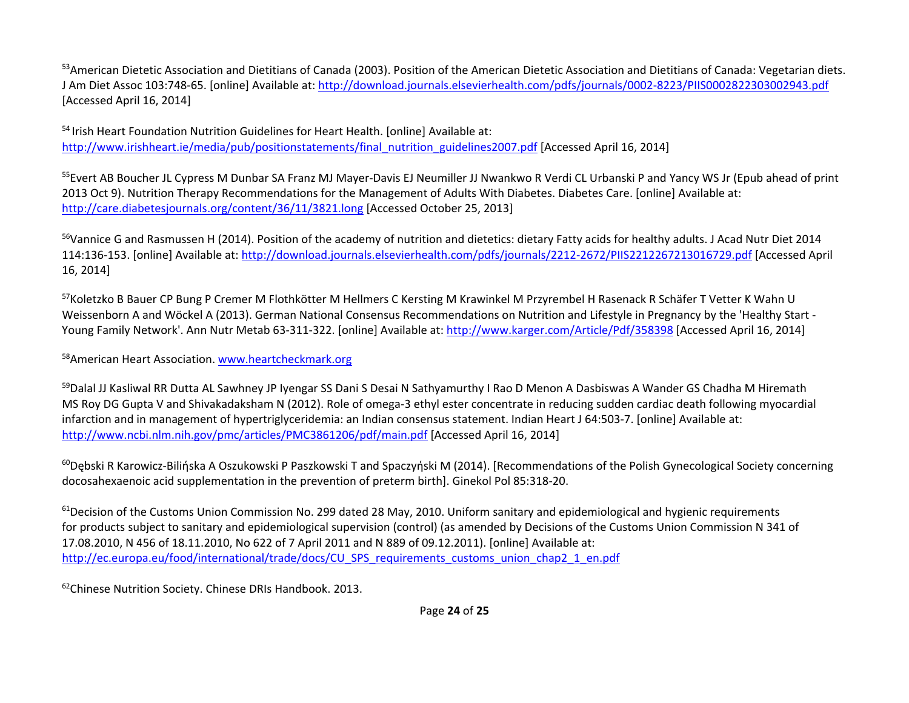[53]American Dietetic Association and Dietitians of Canada (2003). Position of the American Dietetic Association and Dietitians of Canada: Vegetarian diets. J Am Diet Assoc 103:748-65. [online] Available at: http://download.journals.elsevierhealth.com/pdfs/journals/0002-8223/PIIS0002822303002943.pdf [Accessed April 16, 2014]

[54] Irish Heart Foundation Nutrition Guidelines for Heart Health. [online] Available at: http://www.irishheart.ie/media/pub/positionstatements/final_nutrition_guidelines2007.pdf [Accessed April 16, 2014]

[55]Evert AB Boucher JL Cypress M Dunbar SA Franz MJ Mayer-Davis EJ Neumiller JJ Nwankwo R Verdi CL Urbanski P and Yancy WS Jr (Epub ahead of print 2013 Oct 9). Nutrition Therapy Recommendations for the Management of Adults With Diabetes. Diabetes Care. [online] Available at: http://care.diabetesjournals.org/content/36/11/3821.long [Accessed October 25, 2013]

[56]Vannice G and Rasmussen H (2014). Position of the academy of nutrition and dietetics: dietary Fatty acids for healthy adults. J Acad Nutr Diet 2014 114:136-153. [online] Available at: http://download.journals.elsevierhealth.com/pdfs/journals/2212-2672/PIIS2212267213016729.pdf [Accessed April 16, 2014]

[57]Koletzko B Bauer CP Bung P Cremer M Flothkötter M Hellmers C Kersting M Krawinkel M Przyrembel H Rasenack R Schäfer T Vetter K Wahn U Weissenborn A and Wöckel A (2013). German National Consensus Recommendations on Nutrition and Lifestyle in Pregnancy by the 'Healthy Start - Young Family Network'. Ann Nutr Metab 63-311-322. [online] Available at: http://www.karger.com/Article/Pdf/358398 [Accessed April 16, 2014]

[58]American Heart Association. www.heartcheckmark.org

[59]Dalal JJ Kasliwal RR Dutta AL Sawhney JP Iyengar SS Dani S Desai N Sathyamurthy I Rao D Menon A Dasbiswas A Wander GS Chadha M Hiremath MS Roy DG Gupta V and Shivakadaksham N (2012). Role of omega-3 ethyl ester concentrate in reducing sudden cardiac death following myocardial infarction and in management of hypertriglyceridemia: an Indian consensus statement. Indian Heart J 64:503-7. [online] Available at: http://www.ncbi.nlm.nih.gov/pmc/articles/PMC3861206/pdf/main.pdf [Accessed April 16, 2014]

[60]Dębski R Karowicz-Bilińska A Oszukowski P Paszkowski T and Spaczyński M (2014). [Recommendations of the Polish Gynecological Society concerning docosahexaenoic acid supplementation in the prevention of preterm birth]. Ginekol Pol 85:318-20.

[61]Decision of the Customs Union Commission No. 299 dated 28 May, 2010. Uniform sanitary and epidemiological and hygienic requirements for products subject to sanitary and epidemiological supervision (control) (as amended by Decisions of the Customs Union Commission N 341 of 17.08.2010, N 456 of 18.11.2010, No 622 of 7 April 2011 and N 889 of 09.12.2011). [online] Available at: http://ec.europa.eu/food/international/trade/docs/CU_SPS_requirements_customs_union_chap2_1_en.pdf

[62]Chinese Nutrition Society. Chinese DRIs Handbook. 2013.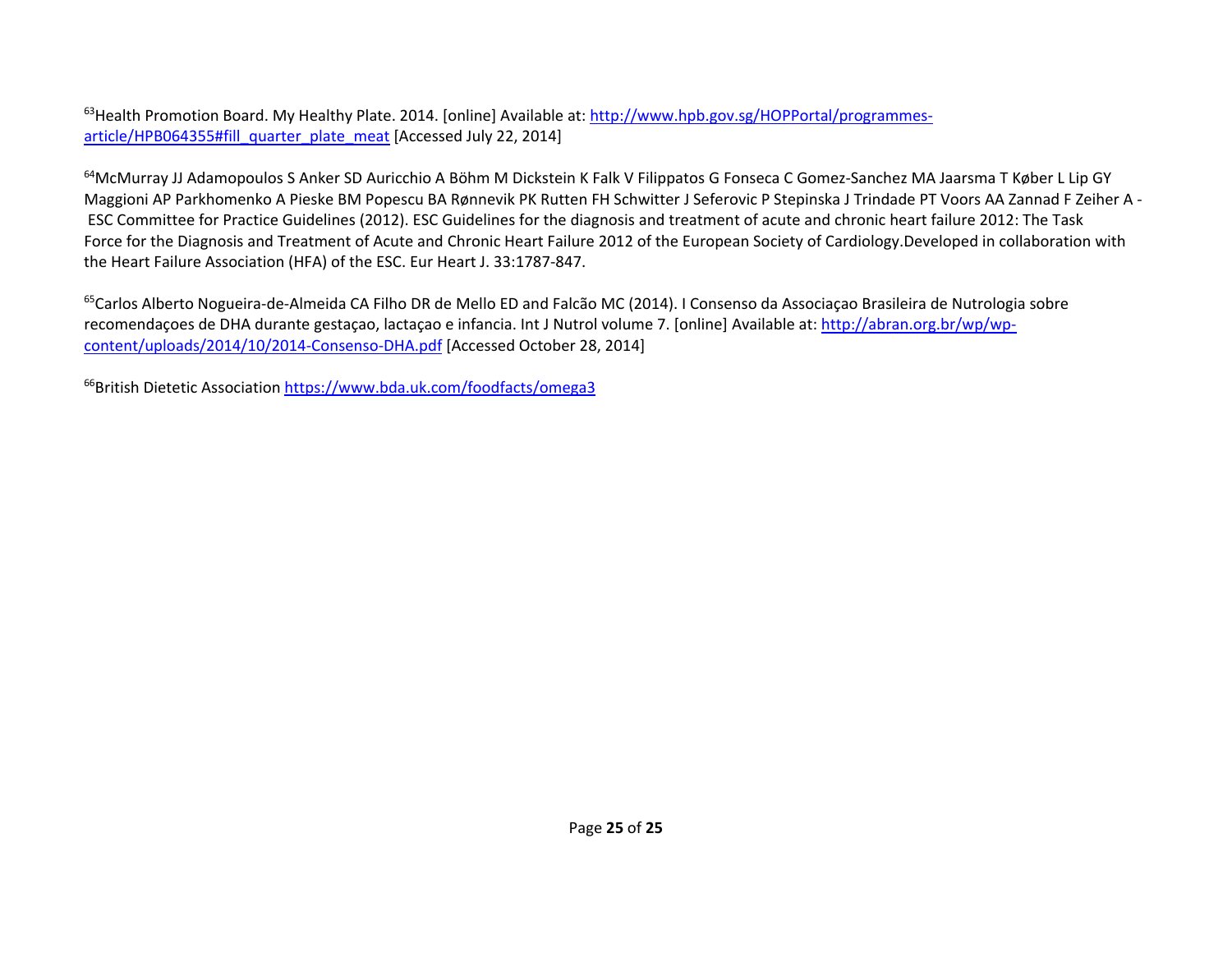[63]Health Promotion Board. My Healthy Plate. 2014. [online] Available at: http://www.hpb.gov.sg/HOPPortal/programmes-article/HPB064355#fill_quarter_plate_meat [Accessed July 22, 2014]

[64]McMurray JJ Adamopoulos S Anker SD Auricchio A Böhm M Dickstein K Falk V Filippatos G Fonseca C Gomez-Sanchez MA Jaarsma T Køber L Lip GY Maggioni AP Parkhomenko A Pieske BM Popescu BA Rønnevik PK Rutten FH Schwitter J Seferovic P Stepinska J Trindade PT Voors AA Zannad F Zeiher A - ESC Committee for Practice Guidelines (2012). ESC Guidelines for the diagnosis and treatment of acute and chronic heart failure 2012: The Task Force for the Diagnosis and Treatment of Acute and Chronic Heart Failure 2012 of the European Society of Cardiology.Developed in collaboration with the Heart Failure Association (HFA) of the ESC. Eur Heart J. 33:1787-847.

[65]Carlos Alberto Nogueira-de-Almeida CA Filho DR de Mello ED and Falcão MC (2014). I Consenso da Associaçao Brasileira de Nutrologia sobre recomendaçoes de DHA durante gestaçao, lactaçao e infancia. Int J Nutrol volume 7. [online] Available at: http://abran.org.br/wp/wp-content/uploads/2014/10/2014-Consenso-DHA.pdf [Accessed October 28, 2014]

[66]British Dietetic Association https://www.bda.uk.com/foodfacts/omega3